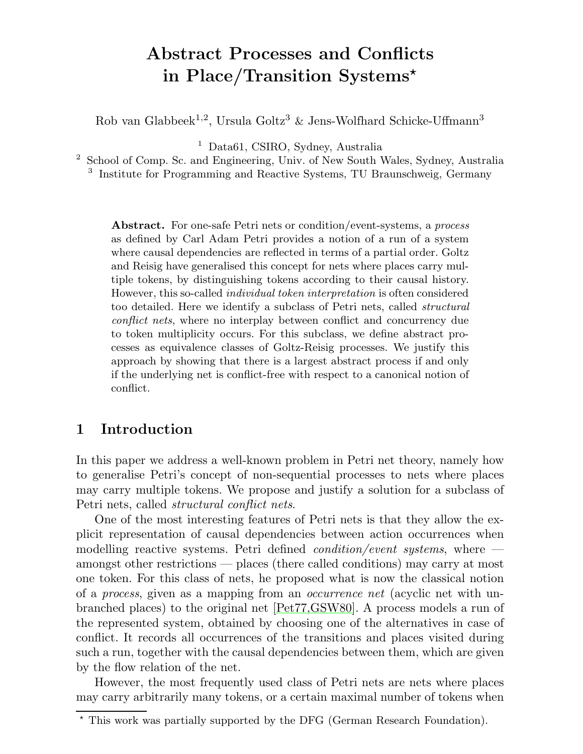# Abstract Processes and Conflicts in Place/Transition Systems*

Rob van Glabbeek[1,2], Ursula Goltz[3] & Jens-Wolfhard Schicke-Uffmann[3]

[1] Data61, CSIRO, Sydney, Australia
[2] School of Comp. Sc. and Engineering, Univ. of New South Wales, Sydney, Australia
[3] Institute for Programming and Reactive Systems, TU Braunschweig, Germany

**Abstract.** For one-safe Petri nets or condition/event-systems, a *process* as defined by Carl Adam Petri provides a notion of a run of a system where causal dependencies are reflected in terms of a partial order. Goltz and Reisig have generalised this concept for nets where places carry multiple tokens, by distinguishing tokens according to their causal history. However, this so-called *individual token interpretation* is often considered too detailed. Here we identify a subclass of Petri nets, called *structural conflict nets*, where no interplay between conflict and concurrency due to token multiplicity occurs. For this subclass, we define abstract processes as equivalence classes of Goltz-Reisig processes. We justify this approach by showing that there is a largest abstract process if and only if the underlying net is conflict-free with respect to a canonical notion of conflict.

## 1 Introduction

In this paper we address a well-known problem in Petri net theory, namely how to generalise Petri's concept of non-sequential processes to nets where places may carry multiple tokens. We propose and justify a solution for a subclass of Petri nets, called *structural conflict nets*.

One of the most interesting features of Petri nets is that they allow the explicit representation of causal dependencies between action occurrences when modelling reactive systems. Petri defined *condition/event systems*, where — amongst other restrictions — places (there called conditions) may carry at most one token. For this class of nets, he proposed what is now the classical notion of a *process*, given as a mapping from an *occurrence net* (acyclic net with unbranched places) to the original net [Pet77,GSW80]. A process models a run of the represented system, obtained by choosing one of the alternatives in case of conflict. It records all occurrences of the transitions and places visited during such a run, together with the causal dependencies between them, which are given by the flow relation of the net.

However, the most frequently used class of Petri nets are nets where places may carry arbitrarily many tokens, or a certain maximal number of tokens when

* This work was partially supported by the DFG (German Research Foundation).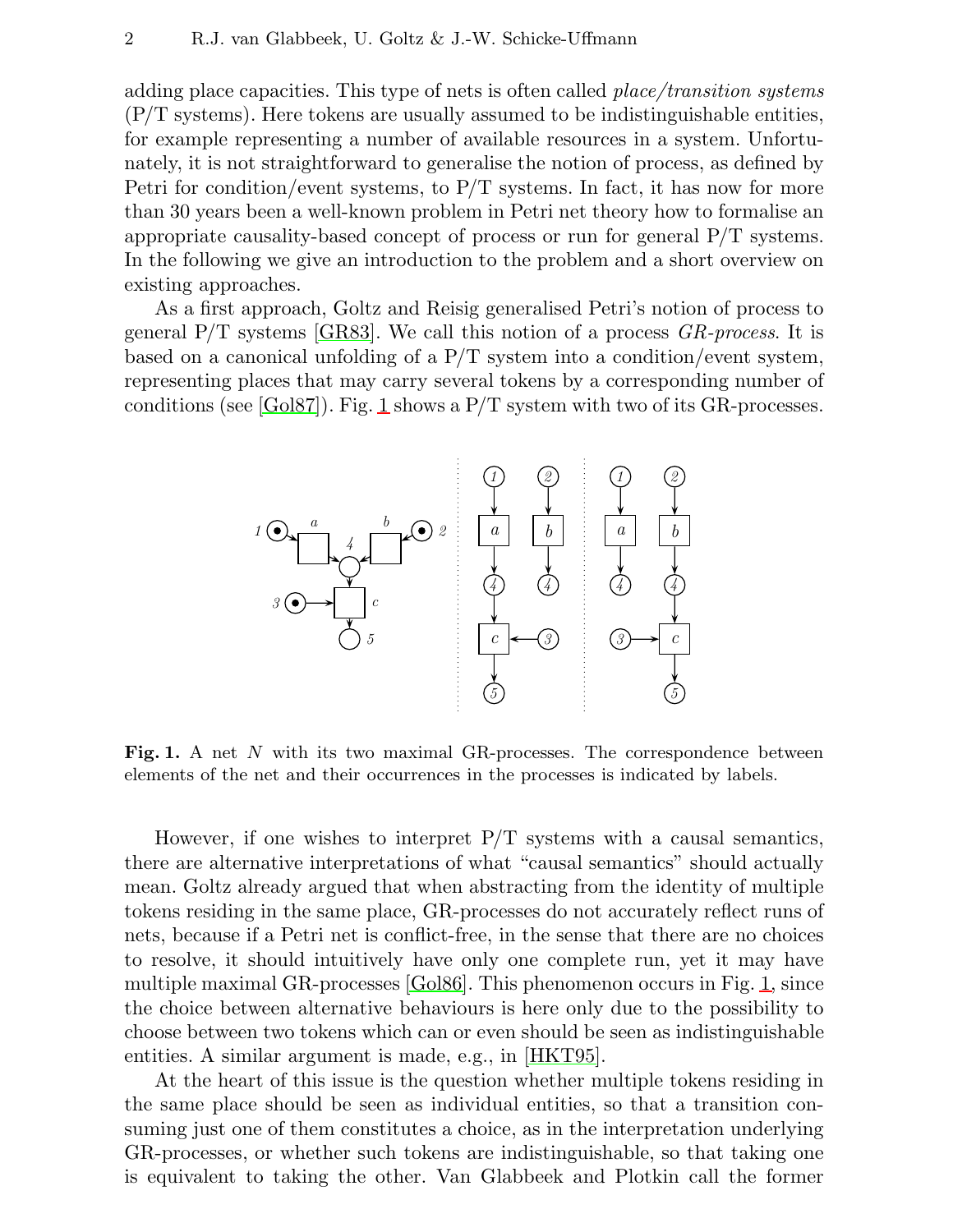adding place capacities. This type of nets is often called *place/transition systems* (P/T systems). Here tokens are usually assumed to be indistinguishable entities, for example representing a number of available resources in a system. Unfortunately, it is not straightforward to generalise the notion of process, as defined by Petri for condition/event systems, to P/T systems. In fact, it has now for more than 30 years been a well-known problem in Petri net theory how to formalise an appropriate causality-based concept of process or run for general P/T systems. In the following we give an introduction to the problem and a short overview on existing approaches.

As a first approach, Goltz and Reisig generalised Petri's notion of process to general P/T systems [GR83]. We call this notion of a process *GR-process*. It is based on a canonical unfolding of a P/T system into a condition/event system, representing places that may carry several tokens by a corresponding number of conditions (see [Gol87]). Fig. 1 shows a P/T system with two of its GR-processes.

**Fig. 1.** A net $N$ with its two maximal GR-processes. The correspondence between elements of the net and their occurrences in the processes is indicated by labels.

However, if one wishes to interpret P/T systems with a causal semantics, there are alternative interpretations of what "causal semantics" should actually mean. Goltz already argued that when abstracting from the identity of multiple tokens residing in the same place, GR-processes do not accurately reflect runs of nets, because if a Petri net is conflict-free, in the sense that there are no choices to resolve, it should intuitively have only one complete run, yet it may have multiple maximal GR-processes [Gol86]. This phenomenon occurs in Fig. 1, since the choice between alternative behaviours is here only due to the possibility to choose between two tokens which can or even should be seen as indistinguishable entities. A similar argument is made, e.g., in [HKT95].

At the heart of this issue is the question whether multiple tokens residing in the same place should be seen as individual entities, so that a transition consuming just one of them constitutes a choice, as in the interpretation underlying GR-processes, or whether such tokens are indistinguishable, so that taking one is equivalent to taking the other. Van Glabbeek and Plotkin call the former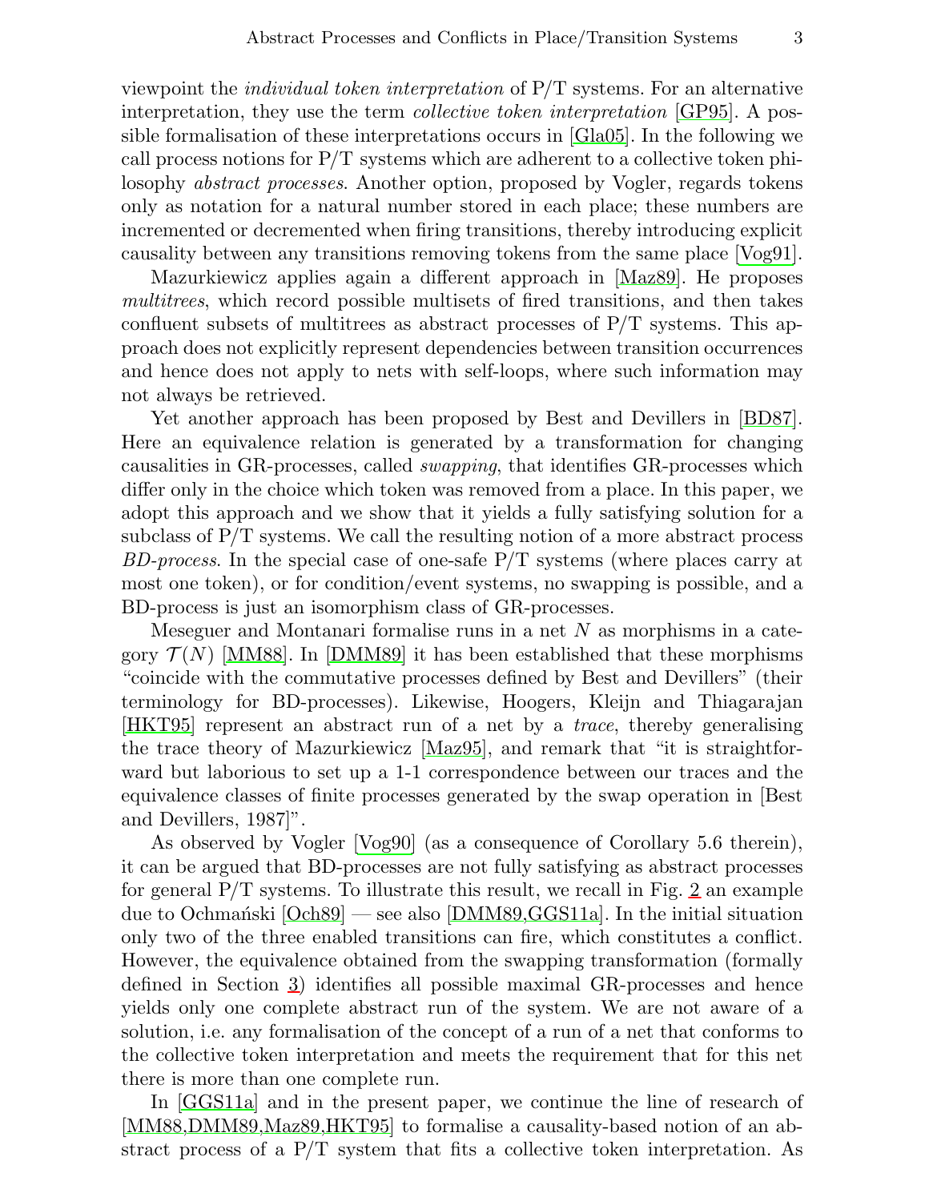viewpoint the *individual token interpretation* of P/T systems. For an alternative interpretation, they use the term *collective token interpretation* [GP95]. A possible formalisation of these interpretations occurs in [Gla05]. In the following we call process notions for P/T systems which are adherent to a collective token philosophy *abstract processes*. Another option, proposed by Vogler, regards tokens only as notation for a natural number stored in each place; these numbers are incremented or decremented when firing transitions, thereby introducing explicit causality between any transitions removing tokens from the same place [Vog91].

Mazurkiewicz applies again a different approach in [Maz89]. He proposes *multitrees*, which record possible multisets of fired transitions, and then takes confluent subsets of multitrees as abstract processes of P/T systems. This approach does not explicitly represent dependencies between transition occurrences and hence does not apply to nets with self-loops, where such information may not always be retrieved.

Yet another approach has been proposed by Best and Devillers in [BD87]. Here an equivalence relation is generated by a transformation for changing causalities in GR-processes, called *swapping*, that identifies GR-processes which differ only in the choice which token was removed from a place. In this paper, we adopt this approach and we show that it yields a fully satisfying solution for a subclass of P/T systems. We call the resulting notion of a more abstract process *BD-process*. In the special case of one-safe P/T systems (where places carry at most one token), or for condition/event systems, no swapping is possible, and a BD-process is just an isomorphism class of GR-processes.

Meseguer and Montanari formalise runs in a net $N$ as morphisms in a category $\mathcal{T}(N)$ [MM88]. In [DMM89] it has been established that these morphisms "coincide with the commutative processes defined by Best and Devillers" (their terminology for BD-processes). Likewise, Hoogers, Kleijn and Thiagarajan [HKT95] represent an abstract run of a net by a *trace*, thereby generalising the trace theory of Mazurkiewicz [Maz95], and remark that "it is straightforward but laborious to set up a 1-1 correspondence between our traces and the equivalence classes of finite processes generated by the swap operation in [Best and Devillers, 1987]".

As observed by Vogler [Vog90] (as a consequence of Corollary 5.6 therein), it can be argued that BD-processes are not fully satisfying as abstract processes for general P/T systems. To illustrate this result, we recall in Fig. 2 an example due to Ochmański [Och89] — see also [DMM89,GGS11a]. In the initial situation only two of the three enabled transitions can fire, which constitutes a conflict. However, the equivalence obtained from the swapping transformation (formally defined in Section 3) identifies all possible maximal GR-processes and hence yields only one complete abstract run of the system. We are not aware of a solution, i.e. any formalisation of the concept of a run of a net that conforms to the collective token interpretation and meets the requirement that for this net there is more than one complete run.

In [GGS11a] and in the present paper, we continue the line of research of [MM88,DMM89,Maz89,HKT95] to formalise a causality-based notion of an abstract process of a P/T system that fits a collective token interpretation. As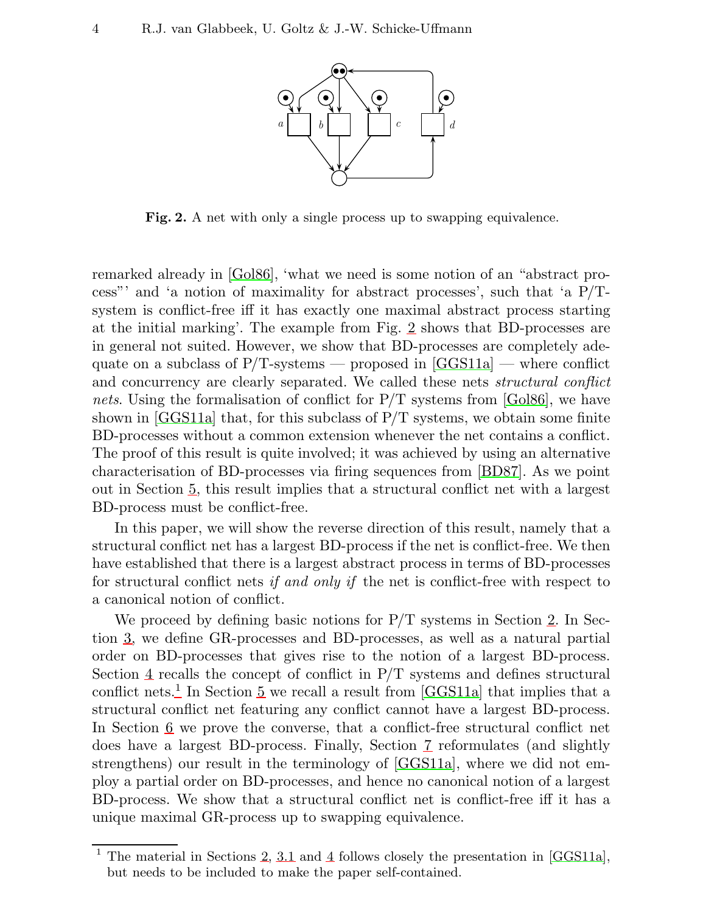**Fig. 2.** A net with only a single process up to swapping equivalence.

remarked already in [Gol86], 'what we need is some notion of an "abstract process"' and 'a notion of maximality for abstract processes', such that 'a P/T-system is conflict-free iff it has exactly one maximal abstract process starting at the initial marking'. The example from Fig. 2 shows that BD-processes are in general not suited. However, we show that BD-processes are completely adequate on a subclass of P/T-systems — proposed in [GGS11a] — where conflict and concurrency are clearly separated. We called these nets *structural conflict nets*. Using the formalisation of conflict for P/T systems from [Gol86], we have shown in [GGS11a] that, for this subclass of P/T systems, we obtain some finite BD-processes without a common extension whenever the net contains a conflict. The proof of this result is quite involved; it was achieved by using an alternative characterisation of BD-processes via firing sequences from [BD87]. As we point out in Section 5, this result implies that a structural conflict net with a largest BD-process must be conflict-free.

In this paper, we will show the reverse direction of this result, namely that a structural conflict net has a largest BD-process if the net is conflict-free. We then have established that there is a largest abstract process in terms of BD-processes for structural conflict nets *if and only if* the net is conflict-free with respect to a canonical notion of conflict.

We proceed by defining basic notions for P/T systems in Section 2. In Section 3, we define GR-processes and BD-processes, as well as a natural partial order on BD-processes that gives rise to the notion of a largest BD-process. Section 4 recalls the concept of conflict in P/T systems and defines structural conflict nets.[1] In Section 5 we recall a result from [GGS11a] that implies that a structural conflict net featuring any conflict cannot have a largest BD-process. In Section 6 we prove the converse, that a conflict-free structural conflict net does have a largest BD-process. Finally, Section 7 reformulates (and slightly strengthens) our result in the terminology of [GGS11a], where we did not employ a partial order on BD-processes, and hence no canonical notion of a largest BD-process. We show that a structural conflict net is conflict-free iff it has a unique maximal GR-process up to swapping equivalence.

[1] The material in Sections 2, 3.1 and 4 follows closely the presentation in [GGS11a], but needs to be included to make the paper self-contained.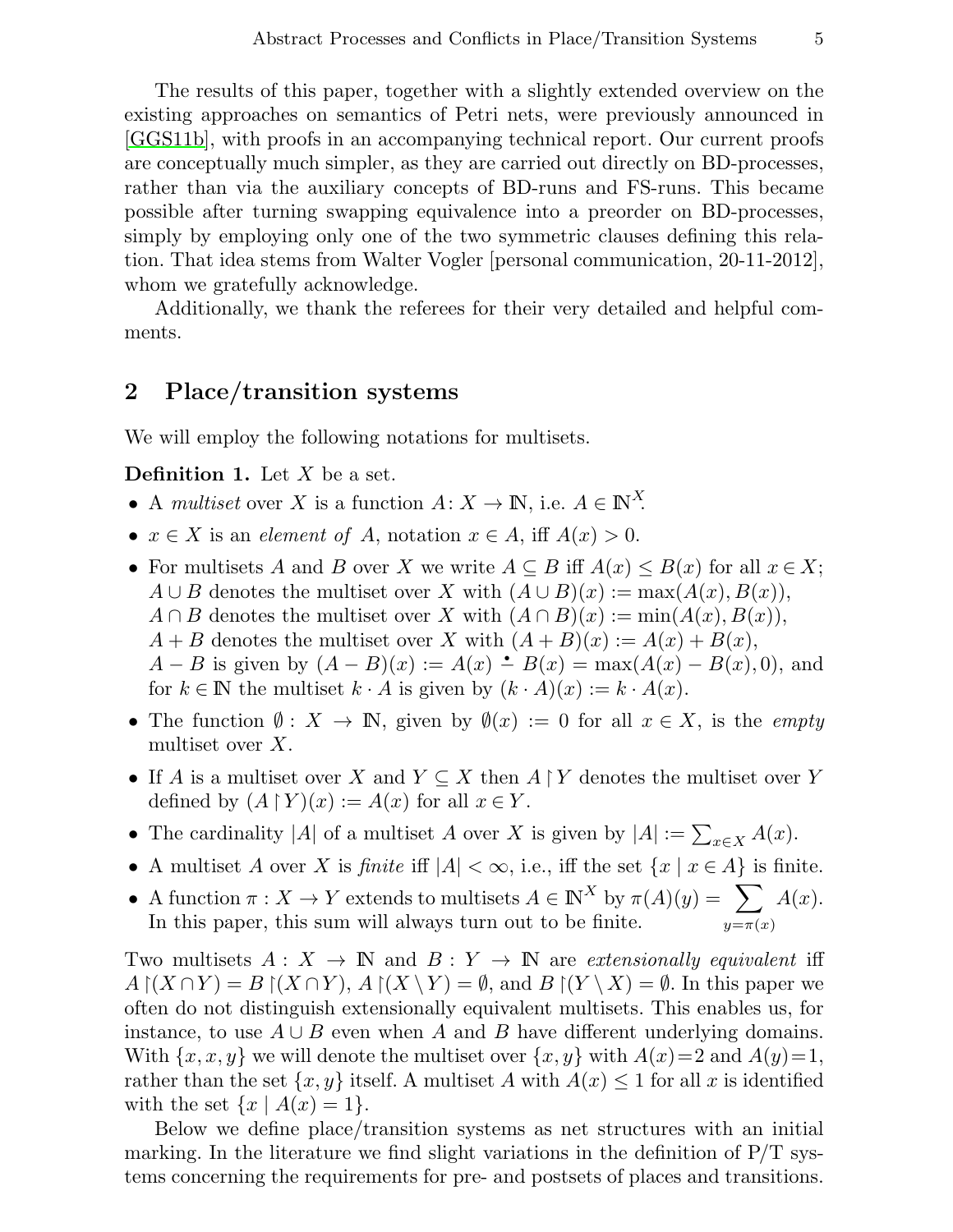The results of this paper, together with a slightly extended overview on the existing approaches on semantics of Petri nets, were previously announced in [GGS11b], with proofs in an accompanying technical report. Our current proofs are conceptually much simpler, as they are carried out directly on BD-processes, rather than via the auxiliary concepts of BD-runs and FS-runs. This became possible after turning swapping equivalence into a preorder on BD-processes, simply by employing only one of the two symmetric clauses defining this relation. That idea stems from Walter Vogler [personal communication, 20-11-2012], whom we gratefully acknowledge.

Additionally, we thank the referees for their very detailed and helpful comments.

## 2 Place/transition systems

We will employ the following notations for multisets.

**Definition 1.** Let $X$ be a set.

- A *multiset* over $X$ is a function $A\colon X \rightarrow \mathbb{N}$, i.e. $A \in \mathbb{N}^X$.
- $x \in X$ is an *element of* $A$, notation $x \in A$, iff $A(x) > 0$.
- For multisets $A$ and $B$ over $X$ we write $A \subseteq B$ iff $A(x) \leq B(x)$ for all $x \in X$; $A \cup B$ denotes the multiset over $X$ with $(A \cup B)(x) := \max(A(x), B(x))$, $A \cap B$ denotes the multiset over $X$ with $(A \cap B)(x) := \min(A(x), B(x))$, $A + B$ denotes the multiset over $X$ with $(A + B)(x) := A(x) + B(x)$, $A - B$ is given by $(A - B)(x) := A(x) \mathbin{\dot{-}} B(x) = \max(A(x) - B(x), 0)$, and for $k \in \mathbb{N}$ the multiset $k \cdot A$ is given by $(k \cdot A)(x) := k \cdot A(x)$.
- The function $\emptyset : X \rightarrow \mathbb{N}$, given by $\emptyset(x) := 0$ for all $x \in X$, is the *empty* multiset over $X$.
- If $A$ is a multiset over $X$ and $Y \subseteq X$ then $A \restriction Y$ denotes the multiset over $Y$ defined by $(A \restriction Y)(x) := A(x)$ for all $x \in Y$.
- The cardinality $|A|$ of a multiset $A$ over $X$ is given by $|A| := \sum_{x \in X} A(x)$.
- A multiset $A$ over $X$ is *finite* iff $|A| < \infty$, i.e., iff the set $\{x \mid x \in A\}$ is finite.
- A function $\pi : X \rightarrow Y$ extends to multisets $A \in \mathbb{N}^X$ by $\pi(A)(y) = \sum_{y=\pi(x)} A(x)$. In this paper, this sum will always turn out to be finite.

Two multisets $A : X \rightarrow \mathbb{N}$ and $B : Y \rightarrow \mathbb{N}$ are *extensionally equivalent* iff $A \restriction (X \cap Y) = B \restriction (X \cap Y)$, $A \restriction (X \setminus Y) = \emptyset$, and $B \restriction (Y \setminus X) = \emptyset$. In this paper we often do not distinguish extensionally equivalent multisets. This enables us, for instance, to use $A \cup B$ even when $A$ and $B$ have different underlying domains. With $\{x, x, y\}$ we will denote the multiset over $\{x, y\}$ with $A(x)=2$ and $A(y)=1$, rather than the set $\{x, y\}$ itself. A multiset $A$ with $A(x) \leq 1$ for all $x$ is identified with the set $\{x \mid A(x) = 1\}$.

Below we define place/transition systems as net structures with an initial marking. In the literature we find slight variations in the definition of P/T systems concerning the requirements for pre- and postsets of places and transitions.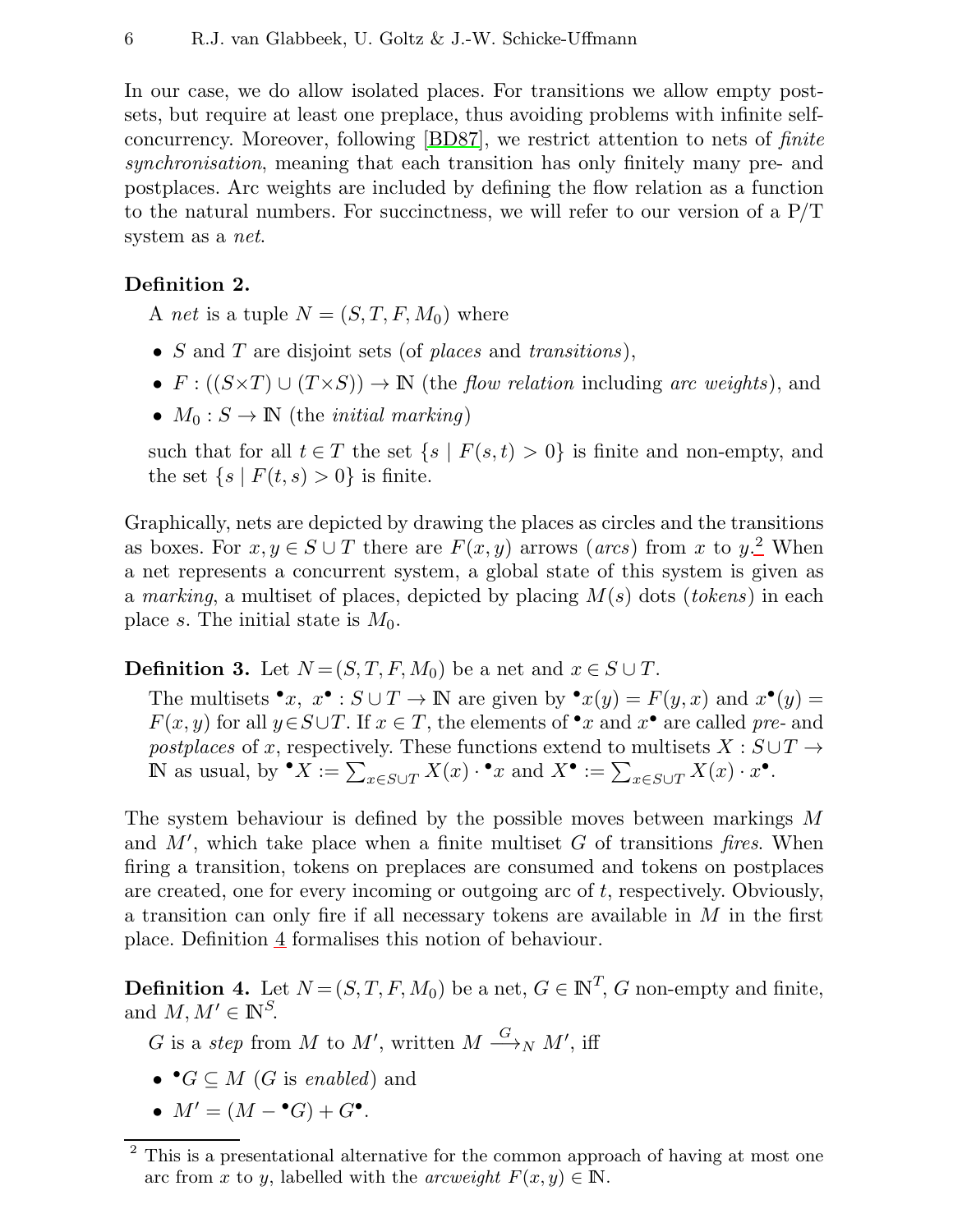In our case, we do allow isolated places. For transitions we allow empty post-sets, but require at least one preplace, thus avoiding problems with infinite self-concurrency. Moreover, following [BD87], we restrict attention to nets of *finite synchronisation*, meaning that each transition has only finitely many pre- and postplaces. Arc weights are included by defining the flow relation as a function to the natural numbers. For succinctness, we will refer to our version of a P/T system as a *net*.

**Definition 2.**

A *net* is a tuple $N = (S, T, F, M_0)$ where

- $S$ and $T$ are disjoint sets (of *places* and *transitions*),
- $F : ((S \times T) \cup (T \times S)) \to \mathbb{N}$ (the *flow relation* including *arc weights*), and
- $M_0 : S \to \mathbb{N}$ (the *initial marking*)

such that for all $t \in T$ the set $\{s \mid F(s,t) > 0\}$ is finite and non-empty, and the set $\{s \mid F(t,s) > 0\}$ is finite.

Graphically, nets are depicted by drawing the places as circles and the transitions as boxes. For $x, y \in S \cup T$ there are $F(x,y)$ arrows (*arcs*) from $x$ to $y$.[2] When a net represents a concurrent system, a global state of this system is given as a *marking*, a multiset of places, depicted by placing $M(s)$ dots (*tokens*) in each place $s$. The initial state is $M_0$.

**Definition 3.** Let $N = (S, T, F, M_0)$ be a net and $x \in S \cup T$.

The multisets ${}^\bullet x,\ x^\bullet : S \cup T \to \mathbb{N}$ are given by ${}^\bullet x(y) = F(y,x)$ and $x^\bullet(y) = F(x,y)$ for all $y \in S \cup T$. If $x \in T$, the elements of ${}^\bullet x$ and $x^\bullet$ are called *pre-* and *postplaces* of $x$, respectively. These functions extend to multisets $X : S \cup T \to \mathbb{N}$ as usual, by ${}^\bullet X := \sum_{x \in S \cup T} X(x) \cdot {}^\bullet x$ and $X^\bullet := \sum_{x \in S \cup T} X(x) \cdot x^\bullet$.

The system behaviour is defined by the possible moves between markings $M$ and $M'$, which take place when a finite multiset $G$ of transitions *fires*. When firing a transition, tokens on preplaces are consumed and tokens on postplaces are created, one for every incoming or outgoing arc of $t$, respectively. Obviously, a transition can only fire if all necessary tokens are available in $M$ in the first place. Definition 4 formalises this notion of behaviour.

**Definition 4.** Let $N = (S, T, F, M_0)$ be a net, $G \in \mathbb{N}^T$, $G$ non-empty and finite, and $M, M' \in \mathbb{N}^S$.

$G$ is a *step* from $M$ to $M'$, written $M \xrightarrow{G}_N M'$, iff

- ${}^\bullet G \subseteq M$ ($G$ is *enabled*) and
- $M' = (M - {}^\bullet G) + G^\bullet$.

---

[2] This is a presentational alternative for the common approach of having at most one arc from $x$ to $y$, labelled with the *arcweight* $F(x,y) \in \mathbb{N}$.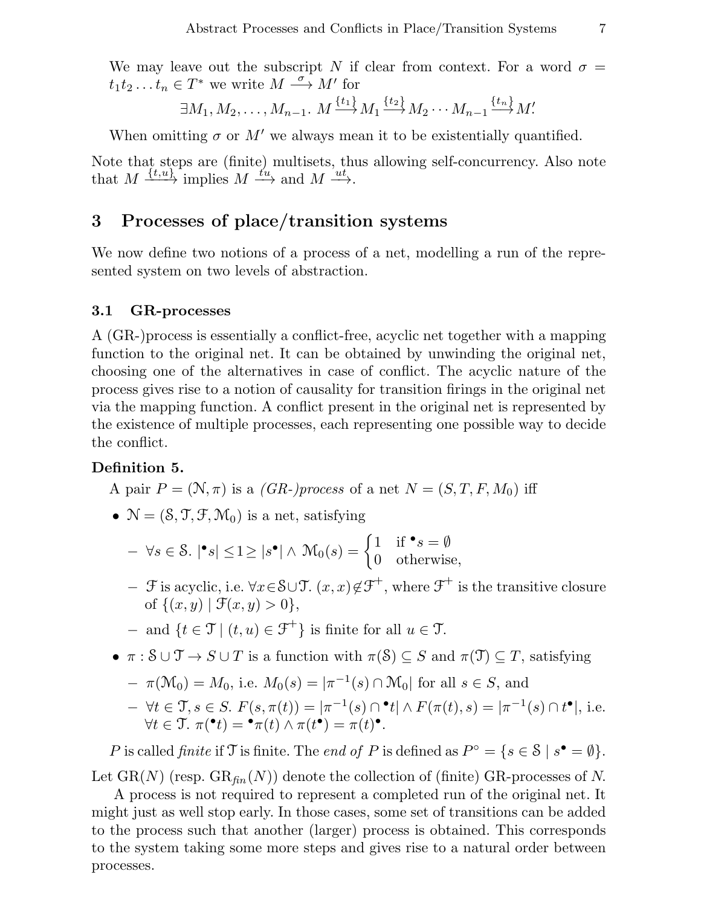We may leave out the subscript $N$ if clear from context. For a word $\sigma = t_1 t_2 \ldots t_n \in T^*$ we write $M \xrightarrow{\sigma} M'$ for

$$\exists M_1, M_2, \ldots, M_{n-1}.\ M \xrightarrow{\{t_1\}} M_1 \xrightarrow{\{t_2\}} M_2 \cdots M_{n-1} \xrightarrow{\{t_n\}} M'.$$

When omitting $\sigma$ or $M'$ we always mean it to be existentially quantified.

Note that steps are (finite) multisets, thus allowing self-concurrency. Also note that $M \xrightarrow{\{t,u\}}$ implies $M \xrightarrow{tu}$ and $M \xrightarrow{ut}$.

## 3 Processes of place/transition systems

We now define two notions of a process of a net, modelling a run of the represented system on two levels of abstraction.

### 3.1 GR-processes

A (GR-)process is essentially a conflict-free, acyclic net together with a mapping function to the original net. It can be obtained by unwinding the original net, choosing one of the alternatives in case of conflict. The acyclic nature of the process gives rise to a notion of causality for transition firings in the original net via the mapping function. A conflict present in the original net is represented by the existence of multiple processes, each representing one possible way to decide the conflict.

**Definition 5.**

A pair $P = (\mathcal{N}, \pi)$ is a *(GR-)process* of a net $N = (S, T, F, M_0)$ iff

- $\mathcal{N} = (\mathcal{S}, \mathcal{T}, \mathcal{F}, \mathcal{M}_0)$ is a net, satisfying
  - $\forall s \in \mathcal{S}.\ |{}^\bullet s| \leq 1 \geq |s^\bullet| \wedge \mathcal{M}_0(s) = \begin{cases} 1 & \text{if } {}^\bullet s = \emptyset \\ 0 & \text{otherwise,} \end{cases}$
  - $\mathcal{F}$ is acyclic, i.e. $\forall x \in \mathcal{S} \cup \mathcal{T}.\ (x, x) \notin \mathcal{F}^+$, where $\mathcal{F}^+$ is the transitive closure of $\{(x, y) \mid \mathcal{F}(x, y) > 0\}$,
  - and $\{t \in \mathcal{T} \mid (t, u) \in \mathcal{F}^+\}$ is finite for all $u \in \mathcal{T}$.
- $\pi : \mathcal{S} \cup \mathcal{T} \to S \cup T$ is a function with $\pi(\mathcal{S}) \subseteq S$ and $\pi(\mathcal{T}) \subseteq T$, satisfying
  - $\pi(\mathcal{M}_0) = M_0$, i.e. $M_0(s) = |\pi^{-1}(s) \cap \mathcal{M}_0|$ for all $s \in S$, and
  - $\forall t \in \mathcal{T}, s \in S.\ F(s, \pi(t)) = |\pi^{-1}(s) \cap {}^\bullet t| \wedge F(\pi(t), s) = |\pi^{-1}(s) \cap t^\bullet|$, i.e. $\forall t \in \mathcal{T}.\ \pi({}^\bullet t) = {}^\bullet \pi(t) \wedge \pi(t^\bullet) = \pi(t)^\bullet$.

$P$ is called *finite* if $\mathcal{T}$ is finite. The *end of* $P$ is defined as $P^\circ = \{s \in \mathcal{S} \mid s^\bullet = \emptyset\}$.

Let $\mathrm{GR}(N)$ (resp. $\mathrm{GR}_{\mathit{fin}}(N)$) denote the collection of (finite) GR-processes of $N$.

A process is not required to represent a completed run of the original net. It might just as well stop early. In those cases, some set of transitions can be added to the process such that another (larger) process is obtained. This corresponds to the system taking some more steps and gives rise to a natural order between processes.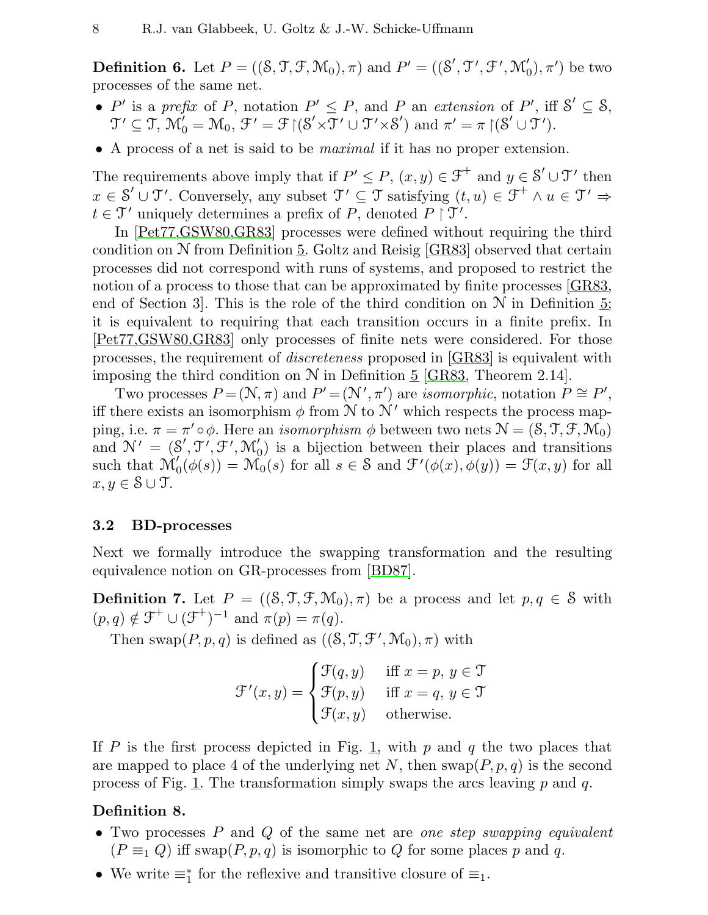**Definition 6.** Let $P = ((\mathcal{S}, \mathcal{T}, \mathcal{F}, \mathcal{M}_0), \pi)$ and $P' = ((\mathcal{S}', \mathcal{T}', \mathcal{F}', \mathcal{M}_0'), \pi')$ be two processes of the same net.

- $P'$ is a *prefix* of $P$, notation $P' \leq P$, and $P$ an *extension* of $P'$, iff $\mathcal{S}' \subseteq \mathcal{S}$, $\mathcal{T}' \subseteq \mathcal{T}$, $\mathcal{M}_0' = \mathcal{M}_0$, $\mathcal{F}' = \mathcal{F} \upharpoonright (\mathcal{S}' \times \mathcal{T}' \cup \mathcal{T}' \times \mathcal{S}')$ and $\pi' = \pi \upharpoonright (\mathcal{S}' \cup \mathcal{T}')$.
- A process of a net is said to be *maximal* if it has no proper extension.

The requirements above imply that if $P' \leq P$, $(x, y) \in \mathcal{F}^+$ and $y \in \mathcal{S}' \cup \mathcal{T}'$ then $x \in \mathcal{S}' \cup \mathcal{T}'$. Conversely, any subset $\mathcal{T}' \subseteq \mathcal{T}$ satisfying $(t, u) \in \mathcal{F}^+ \wedge u \in \mathcal{T}' \Rightarrow t \in \mathcal{T}'$ uniquely determines a prefix of $P$, denoted $P \upharpoonright \mathcal{T}'$.

In [Pet77,GSW80,GR83] processes were defined without requiring the third condition on $\mathcal{N}$ from Definition 5. Goltz and Reisig [GR83] observed that certain processes did not correspond with runs of systems, and proposed to restrict the notion of a process to those that can be approximated by finite processes [GR83, end of Section 3]. This is the role of the third condition on $\mathcal{N}$ in Definition 5; it is equivalent to requiring that each transition occurs in a finite prefix. In [Pet77,GSW80,GR83] only processes of finite nets were considered. For those processes, the requirement of *discreteness* proposed in [GR83] is equivalent with imposing the third condition on $\mathcal{N}$ in Definition 5 [GR83, Theorem 2.14].

Two processes $P = (\mathcal{N}, \pi)$ and $P' = (\mathcal{N}', \pi')$ are *isomorphic*, notation $P \cong P'$, iff there exists an isomorphism $\phi$ from $\mathcal{N}$ to $\mathcal{N}'$ which respects the process mapping, i.e. $\pi = \pi' \circ \phi$. Here an *isomorphism* $\phi$ between two nets $\mathcal{N} = (\mathcal{S}, \mathcal{T}, \mathcal{F}, \mathcal{M}_0)$ and $\mathcal{N}' = (\mathcal{S}', \mathcal{T}', \mathcal{F}', \mathcal{M}_0')$ is a bijection between their places and transitions such that $\mathcal{M}_0'(\phi(s)) = \mathcal{M}_0(s)$ for all $s \in \mathcal{S}$ and $\mathcal{F}'(\phi(x), \phi(y)) = \mathcal{F}(x, y)$ for all $x, y \in \mathcal{S} \cup \mathcal{T}$.

### 3.2 BD-processes

Next we formally introduce the swapping transformation and the resulting equivalence notion on GR-processes from [BD87].

**Definition 7.** Let $P = ((\mathcal{S}, \mathcal{T}, \mathcal{F}, \mathcal{M}_0), \pi)$ be a process and let $p, q \in \mathcal{S}$ with $(p, q) \notin \mathcal{F}^+ \cup (\mathcal{F}^+)^{-1}$ and $\pi(p) = \pi(q)$.

Then swap$(P, p, q)$ is defined as $((\mathcal{S}, \mathcal{T}, \mathcal{F}', \mathcal{M}_0), \pi)$ with

$$\mathcal{F}'(x, y) = \begin{cases} \mathcal{F}(q, y) & \text{iff } x = p,\ y \in \mathcal{T} \\ \mathcal{F}(p, y) & \text{iff } x = q,\ y \in \mathcal{T} \\ \mathcal{F}(x, y) & \text{otherwise.} \end{cases}$$

If $P$ is the first process depicted in Fig. 1, with $p$ and $q$ the two places that are mapped to place 4 of the underlying net $N$, then swap$(P, p, q)$ is the second process of Fig. 1. The transformation simply swaps the arcs leaving $p$ and $q$.

**Definition 8.**

- Two processes $P$ and $Q$ of the same net are *one step swapping equivalent* ($P \equiv_1 Q$) iff swap$(P, p, q)$ is isomorphic to $Q$ for some places $p$ and $q$.
- We write $\equiv_1^*$ for the reflexive and transitive closure of $\equiv_1$.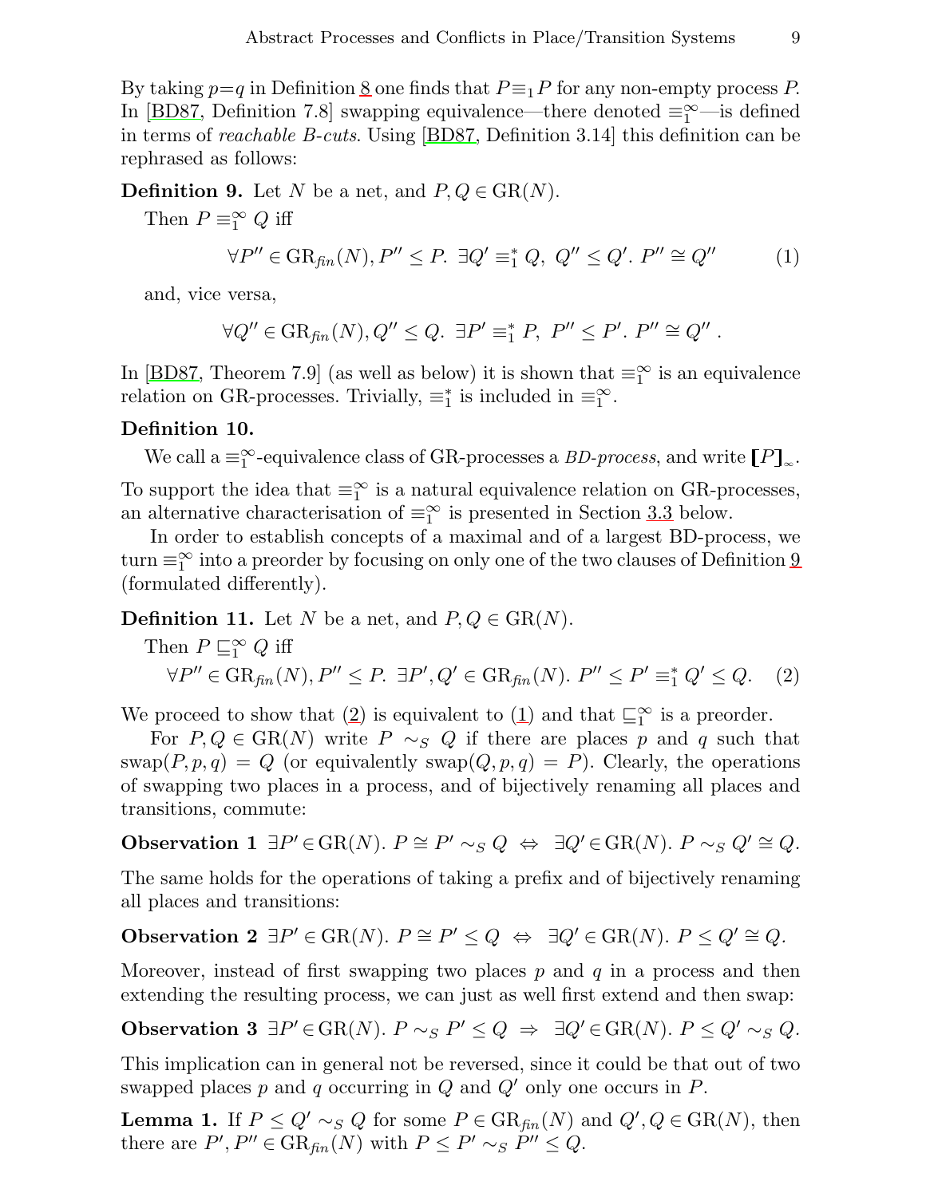By taking $p{=}q$ in Definition 8 one finds that $P \equiv_1 P$ for any non-empty process $P$. In [BD87, Definition 7.8] swapping equivalence—there denoted $\equiv_1^\infty$—is defined in terms of *reachable B-cuts*. Using [BD87, Definition 3.14] this definition can be rephrased as follows:

**Definition 9.** Let $N$ be a net, and $P, Q \in \mathrm{GR}(N)$.

Then $P \equiv_1^\infty Q$ iff

$$\forall P'' \in \mathrm{GR}_{\mathit{fin}}(N), P'' \leq P.\ \exists Q' \equiv_1^* Q,\ Q'' \leq Q'.\ P'' \cong Q'' \tag{1}$$

and, vice versa,

$$\forall Q'' \in \mathrm{GR}_{\mathit{fin}}(N), Q'' \leq Q.\ \exists P' \equiv_1^* P,\ P'' \leq P'.\ P'' \cong Q''\ .$$

In [BD87, Theorem 7.9] (as well as below) it is shown that $\equiv_1^\infty$ is an equivalence relation on GR-processes. Trivially, $\equiv_1^*$ is included in $\equiv_1^\infty$.

**Definition 10.**

We call a $\equiv_1^\infty$-equivalence class of GR-processes a *BD-process*, and write $[\![P]\!]_\infty$.

To support the idea that $\equiv_1^\infty$ is a natural equivalence relation on GR-processes, an alternative characterisation of $\equiv_1^\infty$ is presented in Section 3.3 below.

In order to establish concepts of a maximal and of a largest BD-process, we turn $\equiv_1^\infty$ into a preorder by focusing on only one of the two clauses of Definition 9 (formulated differently).

**Definition 11.** Let $N$ be a net, and $P, Q \in \mathrm{GR}(N)$.

Then $P \sqsubseteq_1^\infty Q$ iff

$$\forall P'' \in \mathrm{GR}_{\mathit{fin}}(N), P'' \leq P.\ \exists P', Q' \in \mathrm{GR}_{\mathit{fin}}(N).\ P'' \leq P' \equiv_1^* Q' \leq Q. \tag{2}$$

We proceed to show that (2) is equivalent to (1) and that $\sqsubseteq_1^\infty$ is a preorder.

For $P, Q \in \mathrm{GR}(N)$ write $P \sim_S Q$ if there are places $p$ and $q$ such that $\mathrm{swap}(P, p, q) = Q$ (or equivalently $\mathrm{swap}(Q, p, q) = P$). Clearly, the operations of swapping two places in a process, and of bijectively renaming all places and transitions, commute:

**Observation 1** $\exists P' \in \mathrm{GR}(N).\ P \cong P' \sim_S Q \ \Leftrightarrow\ \exists Q' \in \mathrm{GR}(N).\ P \sim_S Q' \cong Q.$

The same holds for the operations of taking a prefix and of bijectively renaming all places and transitions:

**Observation 2** $\exists P' \in \mathrm{GR}(N).\ P \cong P' \leq Q \ \Leftrightarrow\ \exists Q' \in \mathrm{GR}(N).\ P \leq Q' \cong Q.$

Moreover, instead of first swapping two places $p$ and $q$ in a process and then extending the resulting process, we can just as well first extend and then swap:

**Observation 3** $\exists P' \in \mathrm{GR}(N).\ P \sim_S P' \leq Q \ \Rightarrow\ \exists Q' \in \mathrm{GR}(N).\ P \leq Q' \sim_S Q.$

This implication can in general not be reversed, since it could be that out of two swapped places $p$ and $q$ occurring in $Q$ and $Q'$ only one occurs in $P$.

**Lemma 1.** If $P \leq Q' \sim_S Q$ for some $P \in \mathrm{GR}_{\mathit{fin}}(N)$ and $Q', Q \in \mathrm{GR}(N)$, then there are $P', P'' \in \mathrm{GR}_{\mathit{fin}}(N)$ with $P \leq P' \sim_S P'' \leq Q$.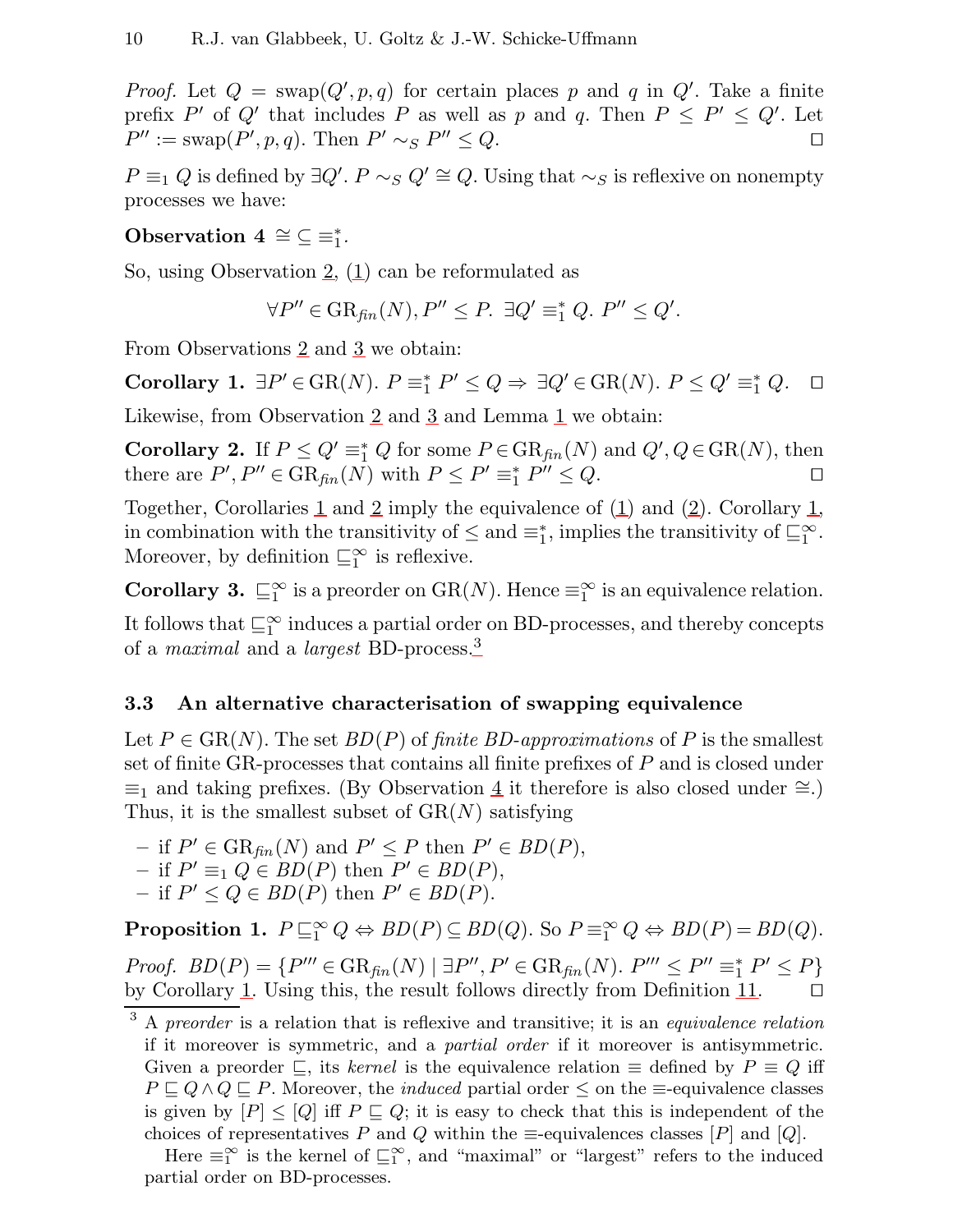*Proof.* Let $Q = \text{swap}(Q', p, q)$ for certain places $p$ and $q$ in $Q'$. Take a finite prefix $P'$ of $Q'$ that includes $P$ as well as $p$ and $q$. Then $P \leq P' \leq Q'$. Let $P'' := \text{swap}(P', p, q)$. Then $P' \sim_S P'' \leq Q$. □

$P \equiv_1 Q$ is defined by $\exists Q'.\ P \sim_S Q' \cong Q$. Using that $\sim_S$ is reflexive on nonempty processes we have:

**Observation 4** $\cong \subseteq \equiv_1^*$.

So, using Observation 2, (1) can be reformulated as

$$\forall P'' \in \text{GR}_{\mathit{fin}}(N), P'' \leq P.\ \exists Q' \equiv_1^* Q.\ P'' \leq Q'.$$

From Observations 2 and 3 we obtain:

**Corollary 1.** $\exists P' \in \text{GR}(N).\ P \equiv_1^* P' \leq Q \Rightarrow \exists Q' \in \text{GR}(N).\ P \leq Q' \equiv_1^* Q.$ □

Likewise, from Observation 2 and 3 and Lemma 1 we obtain:

**Corollary 2.** If $P \leq Q' \equiv_1^* Q$ for some $P \in \text{GR}_{\mathit{fin}}(N)$ and $Q', Q \in \text{GR}(N)$, then there are $P', P'' \in \text{GR}_{\mathit{fin}}(N)$ with $P \leq P' \equiv_1^* P'' \leq Q$. □

Together, Corollaries 1 and 2 imply the equivalence of (1) and (2). Corollary 1, in combination with the transitivity of $\leq$ and $\equiv_1^*$, implies the transitivity of $\sqsubseteq_1^\infty$. Moreover, by definition $\sqsubseteq_1^\infty$ is reflexive.

**Corollary 3.** $\sqsubseteq_1^\infty$ is a preorder on $\text{GR}(N)$. Hence $\equiv_1^\infty$ is an equivalence relation.

It follows that $\sqsubseteq_1^\infty$ induces a partial order on BD-processes, and thereby concepts of a *maximal* and a *largest* BD-process.[3]

### 3.3 An alternative characterisation of swapping equivalence

Let $P \in \text{GR}(N)$. The set $BD(P)$ of *finite BD-approximations* of $P$ is the smallest set of finite GR-processes that contains all finite prefixes of $P$ and is closed under $\equiv_1$ and taking prefixes. (By Observation 4 it therefore is also closed under $\cong$.) Thus, it is the smallest subset of $\text{GR}(N)$ satisfying

- if $P' \in \text{GR}_{\mathit{fin}}(N)$ and $P' \leq P$ then $P' \in BD(P)$,
- if $P' \equiv_1 Q \in BD(P)$ then $P' \in BD(P)$,
- if $P' \leq Q \in BD(P)$ then $P' \in BD(P)$.

**Proposition 1.** $P \sqsubseteq_1^\infty Q \Leftrightarrow BD(P) \subseteq BD(Q)$. So $P \equiv_1^\infty Q \Leftrightarrow BD(P) = BD(Q)$.

*Proof.* $BD(P) = \{P''' \in \text{GR}_{\mathit{fin}}(N) \mid \exists P'', P' \in \text{GR}_{\mathit{fin}}(N).\ P''' \leq P'' \equiv_1^* P' \leq P\}$ by Corollary 1. Using this, the result follows directly from Definition 11. □

[3] A *preorder* is a relation that is reflexive and transitive; it is an *equivalence relation* if it moreover is symmetric, and a *partial order* if it moreover is antisymmetric. Given a preorder $\sqsubseteq$, its *kernel* is the equivalence relation $\equiv$ defined by $P \equiv Q$ iff $P \sqsubseteq Q \wedge Q \sqsubseteq P$. Moreover, the *induced* partial order $\leq$ on the $\equiv$-equivalence classes is given by $[P] \leq [Q]$ iff $P \sqsubseteq Q$; it is easy to check that this is independent of the choices of representatives $P$ and $Q$ within the $\equiv$-equivalences classes $[P]$ and $[Q]$.

Here $\equiv_1^\infty$ is the kernel of $\sqsubseteq_1^\infty$, and "maximal" or "largest" refers to the induced partial order on BD-processes.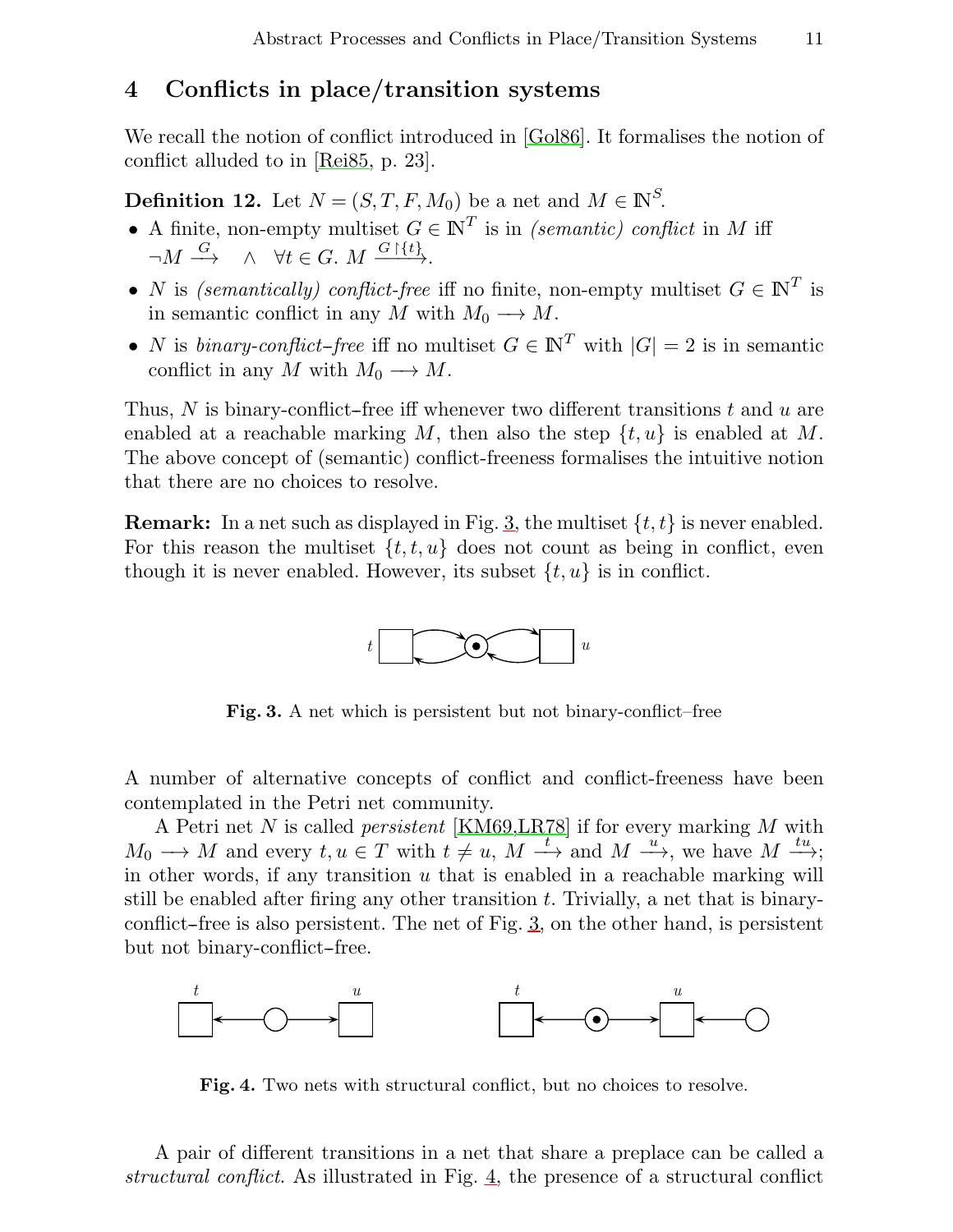## 4 Conflicts in place/transition systems

We recall the notion of conflict introduced in [Gol86]. It formalises the notion of conflict alluded to in [Rei85, p. 23].

**Definition 12.** Let $N = (S, T, F, M_0)$ be a net and $M \in \mathbb{N}^S$.

- A finite, non-empty multiset $G \in \mathbb{N}^T$ is in *(semantic) conflict* in $M$ iff $\neg M \xrightarrow{G} \quad \wedge \quad \forall t \in G.\ M \xrightarrow{G \upharpoonright \{t\}}$.
- $N$ is *(semantically) conflict-free* iff no finite, non-empty multiset $G \in \mathbb{N}^T$ is in semantic conflict in any $M$ with $M_0 \longrightarrow M$.
- $N$ is *binary-conflict–free* iff no multiset $G \in \mathbb{N}^T$ with $|G| = 2$ is in semantic conflict in any $M$ with $M_0 \longrightarrow M$.

Thus, $N$ is binary-conflict–free iff whenever two different transitions $t$ and $u$ are enabled at a reachable marking $M$, then also the step $\{t, u\}$ is enabled at $M$. The above concept of (semantic) conflict-freeness formalises the intuitive notion that there are no choices to resolve.

**Remark:** In a net such as displayed in Fig. 3, the multiset $\{t, t\}$ is never enabled. For this reason the multiset $\{t, t, u\}$ does not count as being in conflict, even though it is never enabled. However, its subset $\{t, u\}$ is in conflict.

**Fig. 3.** A net which is persistent but not binary-conflict–free

A number of alternative concepts of conflict and conflict-freeness have been contemplated in the Petri net community.

A Petri net $N$ is called *persistent* [KM69,LR78] if for every marking $M$ with $M_0 \longrightarrow M$ and every $t, u \in T$ with $t \neq u$, $M \xrightarrow{t}$ and $M \xrightarrow{u}$, we have $M \xrightarrow{tu}$; in other words, if any transition $u$ that is enabled in a reachable marking will still be enabled after firing any other transition $t$. Trivially, a net that is binary-conflict–free is also persistent. The net of Fig. 3, on the other hand, is persistent but not binary-conflict–free.

**Fig. 4.** Two nets with structural conflict, but no choices to resolve.

A pair of different transitions in a net that share a preplace can be called a *structural conflict*. As illustrated in Fig. 4, the presence of a structural conflict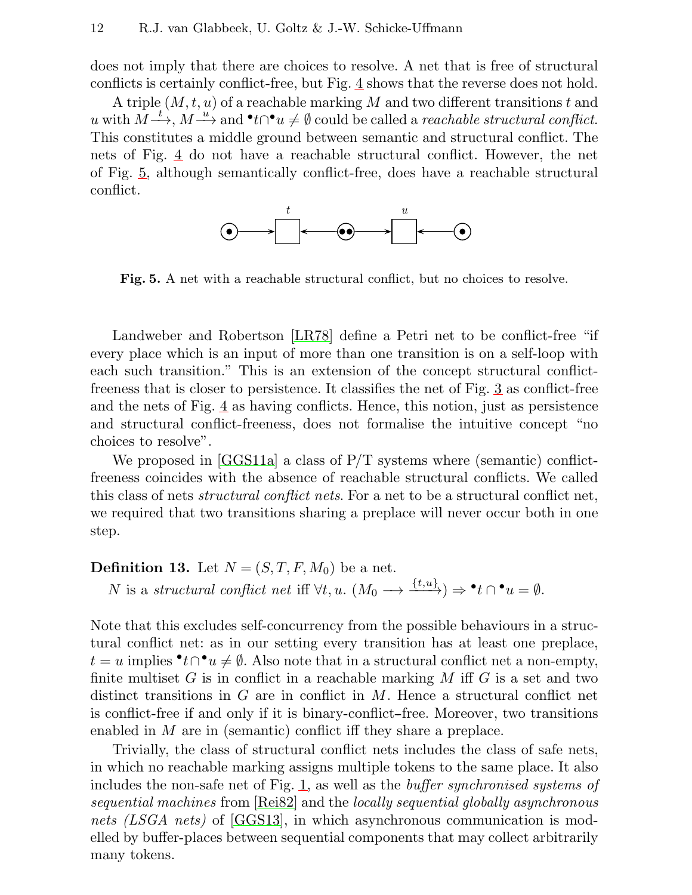does not imply that there are choices to resolve. A net that is free of structural conflicts is certainly conflict-free, but Fig. 4 shows that the reverse does not hold.

A triple $(M, t, u)$ of a reachable marking $M$ and two different transitions $t$ and $u$ with $M \xrightarrow{t}$, $M \xrightarrow{u}$ and ${}^\bullet t \cap {}^\bullet u \neq \emptyset$ could be called a *reachable structural conflict*. This constitutes a middle ground between semantic and structural conflict. The nets of Fig. 4 do not have a reachable structural conflict. However, the net of Fig. 5, although semantically conflict-free, does have a reachable structural conflict.

**Fig. 5.** A net with a reachable structural conflict, but no choices to resolve.

Landweber and Robertson [LR78] define a Petri net to be conflict-free "if every place which is an input of more than one transition is on a self-loop with each such transition." This is an extension of the concept structural conflict-freeness that is closer to persistence. It classifies the net of Fig. 3 as conflict-free and the nets of Fig. 4 as having conflicts. Hence, this notion, just as persistence and structural conflict-freeness, does not formalise the intuitive concept "no choices to resolve".

We proposed in [GGS11a] a class of P/T systems where (semantic) conflict-freeness coincides with the absence of reachable structural conflicts. We called this class of nets *structural conflict nets*. For a net to be a structural conflict net, we required that two transitions sharing a preplace will never occur both in one step.

**Definition 13.** Let $N = (S, T, F, M_0)$ be a net.
$N$ is a *structural conflict net* iff $\forall t, u.\ (M_0 \longrightarrow \xrightarrow{\{t,u\}}) \Rightarrow {}^\bullet t \cap {}^\bullet u = \emptyset$.

Note that this excludes self-concurrency from the possible behaviours in a structural conflict net: as in our setting every transition has at least one preplace, $t = u$ implies ${}^\bullet t \cap {}^\bullet u \neq \emptyset$. Also note that in a structural conflict net a non-empty, finite multiset $G$ is in conflict in a reachable marking $M$ iff $G$ is a set and two distinct transitions in $G$ are in conflict in $M$. Hence a structural conflict net is conflict-free if and only if it is binary-conflict–free. Moreover, two transitions enabled in $M$ are in (semantic) conflict iff they share a preplace.

Trivially, the class of structural conflict nets includes the class of safe nets, in which no reachable marking assigns multiple tokens to the same place. It also includes the non-safe net of Fig. 1, as well as the *buffer synchronised systems of sequential machines* from [Rei82] and the *locally sequential globally asynchronous nets (LSGA nets)* of [GGS13], in which asynchronous communication is modelled by buffer-places between sequential components that may collect arbitrarily many tokens.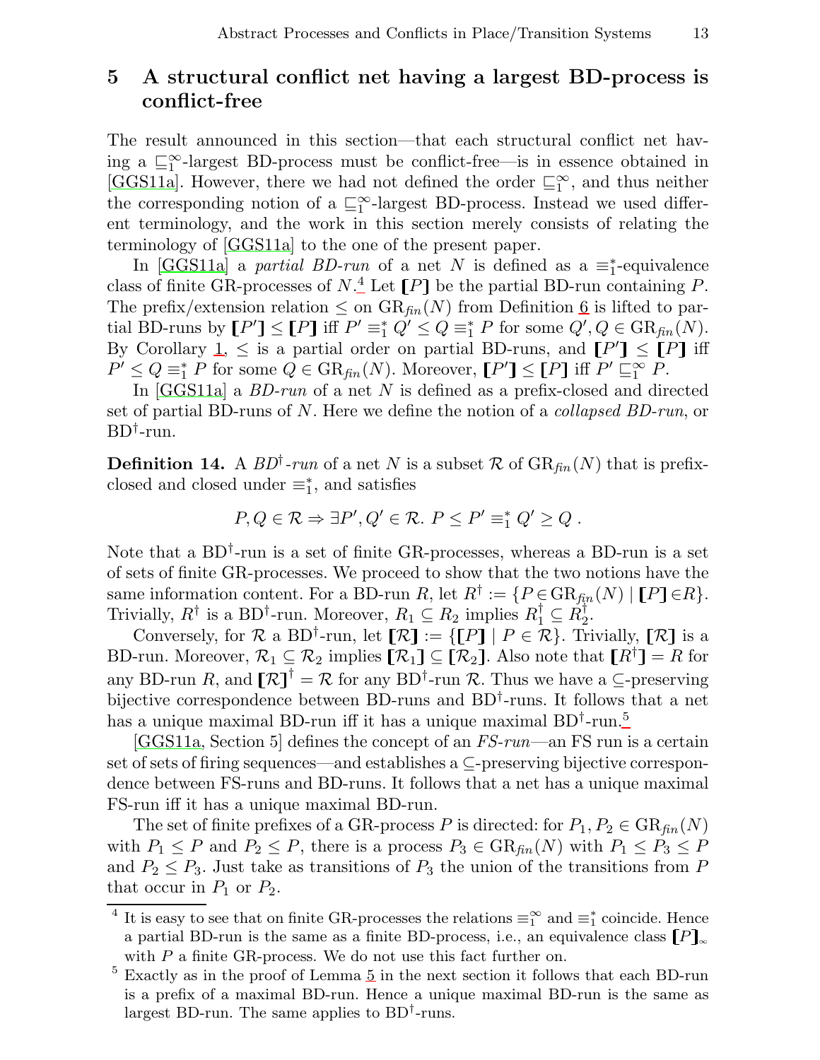## 5 A structural conflict net having a largest BD-process is conflict-free

The result announced in this section—that each structural conflict net having a $\sqsubseteq_1^\infty$-largest BD-process must be conflict-free—is in essence obtained in [GGS11a]. However, there we had not defined the order $\sqsubseteq_1^\infty$, and thus neither the corresponding notion of a $\sqsubseteq_1^\infty$-largest BD-process. Instead we used different terminology, and the work in this section merely consists of relating the terminology of [GGS11a] to the one of the present paper.

In [GGS11a] a *partial BD-run* of a net $N$ is defined as a $\equiv_1^*$-equivalence class of finite GR-processes of $N$.[4] Let $[\![P]\!]$ be the partial BD-run containing $P$. The prefix/extension relation $\leq$ on $\mathrm{GR}_{\mathit{fin}}(N)$ from Definition 6 is lifted to partial BD-runs by $[\![P']\!] \leq [\![P]\!]$ iff $P' \equiv_1^* Q' \leq Q \equiv_1^* P$ for some $Q', Q \in \mathrm{GR}_{\mathit{fin}}(N)$. By Corollary 1, $\leq$ is a partial order on partial BD-runs, and $[\![P']\!] \leq [\![P]\!]$ iff $P' \leq Q \equiv_1^* P$ for some $Q \in \mathrm{GR}_{\mathit{fin}}(N)$. Moreover, $[\![P']\!] \leq [\![P]\!]$ iff $P' \sqsubseteq_1^\infty P$.

In [GGS11a] a *BD-run* of a net $N$ is defined as a prefix-closed and directed set of partial BD-runs of $N$. Here we define the notion of a *collapsed BD-run*, or $\mathrm{BD}^\dagger$-run.

**Definition 14.** A $\mathit{BD}^\dagger$*-run* of a net $N$ is a subset $\mathcal{R}$ of $\mathrm{GR}_{\mathit{fin}}(N)$ that is prefix-closed and closed under $\equiv_1^*$, and satisfies

$$P, Q \in \mathcal{R} \Rightarrow \exists P', Q' \in \mathcal{R}.\ P \leq P' \equiv_1^* Q' \geq Q\ .$$

Note that a $\mathrm{BD}^\dagger$-run is a set of finite GR-processes, whereas a BD-run is a set of sets of finite GR-processes. We proceed to show that the two notions have the same information content. For a BD-run $R$, let $R^\dagger := \{P \in \mathrm{GR}_{\mathit{fin}}(N) \mid [\![P]\!] \in R\}$. Trivially, $R^\dagger$ is a $\mathrm{BD}^\dagger$-run. Moreover, $R_1 \subseteq R_2$ implies $R_1^\dagger \subseteq R_2^\dagger$.

Conversely, for $\mathcal{R}$ a $\mathrm{BD}^\dagger$-run, let $[\![\mathcal{R}]\!] := \{[\![P]\!] \mid P \in \mathcal{R}\}$. Trivially, $[\![\mathcal{R}]\!]$ is a BD-run. Moreover, $\mathcal{R}_1 \subseteq \mathcal{R}_2$ implies $[\![\mathcal{R}_1]\!] \subseteq [\![\mathcal{R}_2]\!]$. Also note that $[\![R^\dagger]\!] = R$ for any BD-run $R$, and $[\![\mathcal{R}]\!]^\dagger = \mathcal{R}$ for any $\mathrm{BD}^\dagger$-run $\mathcal{R}$. Thus we have a $\subseteq$-preserving bijective correspondence between BD-runs and $\mathrm{BD}^\dagger$-runs. It follows that a net has a unique maximal BD-run iff it has a unique maximal $\mathrm{BD}^\dagger$-run.[5]

[GGS11a, Section 5] defines the concept of an *FS-run*—an FS run is a certain set of sets of firing sequences—and establishes a $\subseteq$-preserving bijective correspondence between FS-runs and BD-runs. It follows that a net has a unique maximal FS-run iff it has a unique maximal BD-run.

The set of finite prefixes of a GR-process $P$ is directed: for $P_1, P_2 \in \mathrm{GR}_{\mathit{fin}}(N)$ with $P_1 \leq P$ and $P_2 \leq P$, there is a process $P_3 \in \mathrm{GR}_{\mathit{fin}}(N)$ with $P_1 \leq P_3 \leq P$ and $P_2 \leq P_3$. Just take as transitions of $P_3$ the union of the transitions from $P$ that occur in $P_1$ or $P_2$.

[4] It is easy to see that on finite GR-processes the relations $\equiv_1^\infty$ and $\equiv_1^*$ coincide. Hence a partial BD-run is the same as a finite BD-process, i.e., an equivalence class $[\![P]\!]_\infty$ with $P$ a finite GR-process. We do not use this fact further on.

[5] Exactly as in the proof of Lemma 5 in the next section it follows that each BD-run is a prefix of a maximal BD-run. Hence a unique maximal BD-run is the same as largest BD-run. The same applies to $\mathrm{BD}^\dagger$-runs.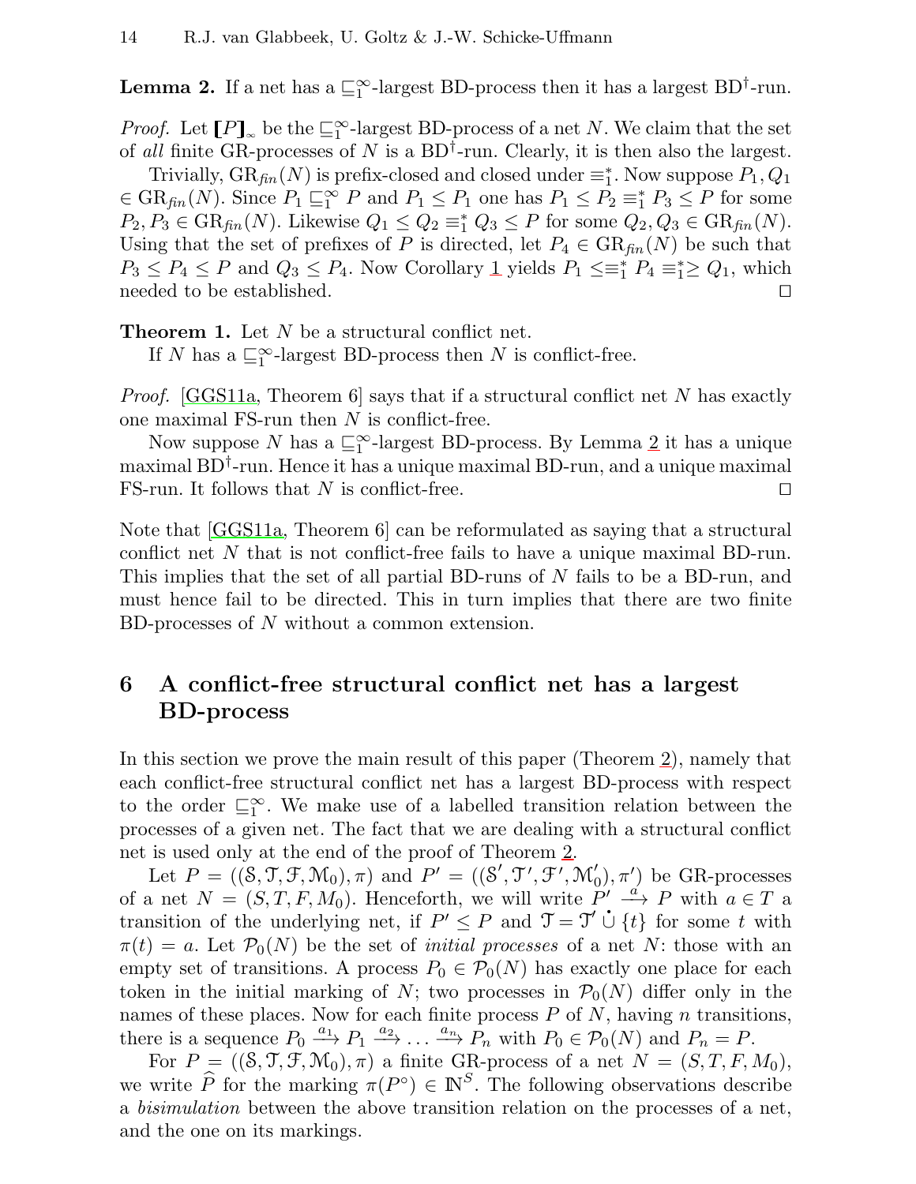**Lemma 2.** If a net has a $\sqsubseteq_1^\infty$-largest BD-process then it has a largest BD$^\dagger$-run.

*Proof.* Let $[\![P]\!]_\infty$ be the $\sqsubseteq_1^\infty$-largest BD-process of a net $N$. We claim that the set of *all* finite GR-processes of $N$ is a BD$^\dagger$-run. Clearly, it is then also the largest.

Trivially, $\mathrm{GR}_{fin}(N)$ is prefix-closed and closed under $\equiv_1^*$. Now suppose $P_1, Q_1 \in \mathrm{GR}_{fin}(N)$. Since $P_1 \sqsubseteq_1^\infty P$ and $P_1 \leq P_1$ one has $P_1 \leq P_2 \equiv_1^* P_3 \leq P$ for some $P_2, P_3 \in \mathrm{GR}_{fin}(N)$. Likewise $Q_1 \leq Q_2 \equiv_1^* Q_3 \leq P$ for some $Q_2, Q_3 \in \mathrm{GR}_{fin}(N)$. Using that the set of prefixes of $P$ is directed, let $P_4 \in \mathrm{GR}_{fin}(N)$ be such that $P_3 \leq P_4 \leq P$ and $Q_3 \leq P_4$. Now Corollary 1 yields $P_1 \leq\equiv_1^* P_4 \equiv_1^*\geq Q_1$, which needed to be established. ◻

**Theorem 1.** Let $N$ be a structural conflict net.
If $N$ has a $\sqsubseteq_1^\infty$-largest BD-process then $N$ is conflict-free.

*Proof.* [GGS11a, Theorem 6] says that if a structural conflict net $N$ has exactly one maximal FS-run then $N$ is conflict-free.

Now suppose $N$ has a $\sqsubseteq_1^\infty$-largest BD-process. By Lemma 2 it has a unique maximal BD$^\dagger$-run. Hence it has a unique maximal BD-run, and a unique maximal FS-run. It follows that $N$ is conflict-free. ◻

Note that [GGS11a, Theorem 6] can be reformulated as saying that a structural conflict net $N$ that is not conflict-free fails to have a unique maximal BD-run. This implies that the set of all partial BD-runs of $N$ fails to be a BD-run, and must hence fail to be directed. This in turn implies that there are two finite BD-processes of $N$ without a common extension.

# 6 A conflict-free structural conflict net has a largest BD-process

In this section we prove the main result of this paper (Theorem 2), namely that each conflict-free structural conflict net has a largest BD-process with respect to the order $\sqsubseteq_1^\infty$. We make use of a labelled transition relation between the processes of a given net. The fact that we are dealing with a structural conflict net is used only at the end of the proof of Theorem 2.

Let $P = ((\mathcal{S}, \mathcal{T}, \mathcal{F}, \mathcal{M}_0), \pi)$ and $P' = ((\mathcal{S}', \mathcal{T}', \mathcal{F}', \mathcal{M}_0'), \pi')$ be GR-processes of a net $N = (S, T, F, M_0)$. Henceforth, we will write $P' \xrightarrow{a} P$ with $a \in T$ a transition of the underlying net, if $P' \leq P$ and $\mathcal{T} = \mathcal{T}' \dot\cup \{t\}$ for some $t$ with $\pi(t) = a$. Let $\mathcal{P}_0(N)$ be the set of *initial processes* of a net $N$: those with an empty set of transitions. A process $P_0 \in \mathcal{P}_0(N)$ has exactly one place for each token in the initial marking of $N$; two processes in $\mathcal{P}_0(N)$ differ only in the names of these places. Now for each finite process $P$ of $N$, having $n$ transitions, there is a sequence $P_0 \xrightarrow{a_1} P_1 \xrightarrow{a_2} \dots \xrightarrow{a_n} P_n$ with $P_0 \in \mathcal{P}_0(N)$ and $P_n = P$.

For $P = ((\mathcal{S}, \mathcal{T}, \mathcal{F}, \mathcal{M}_0), \pi)$ a finite GR-process of a net $N = (S, T, F, M_0)$, we write $\widehat{P}$ for the marking $\pi(P^\circ) \in \mathbb{N}^S$. The following observations describe a *bisimulation* between the above transition relation on the processes of a net, and the one on its markings.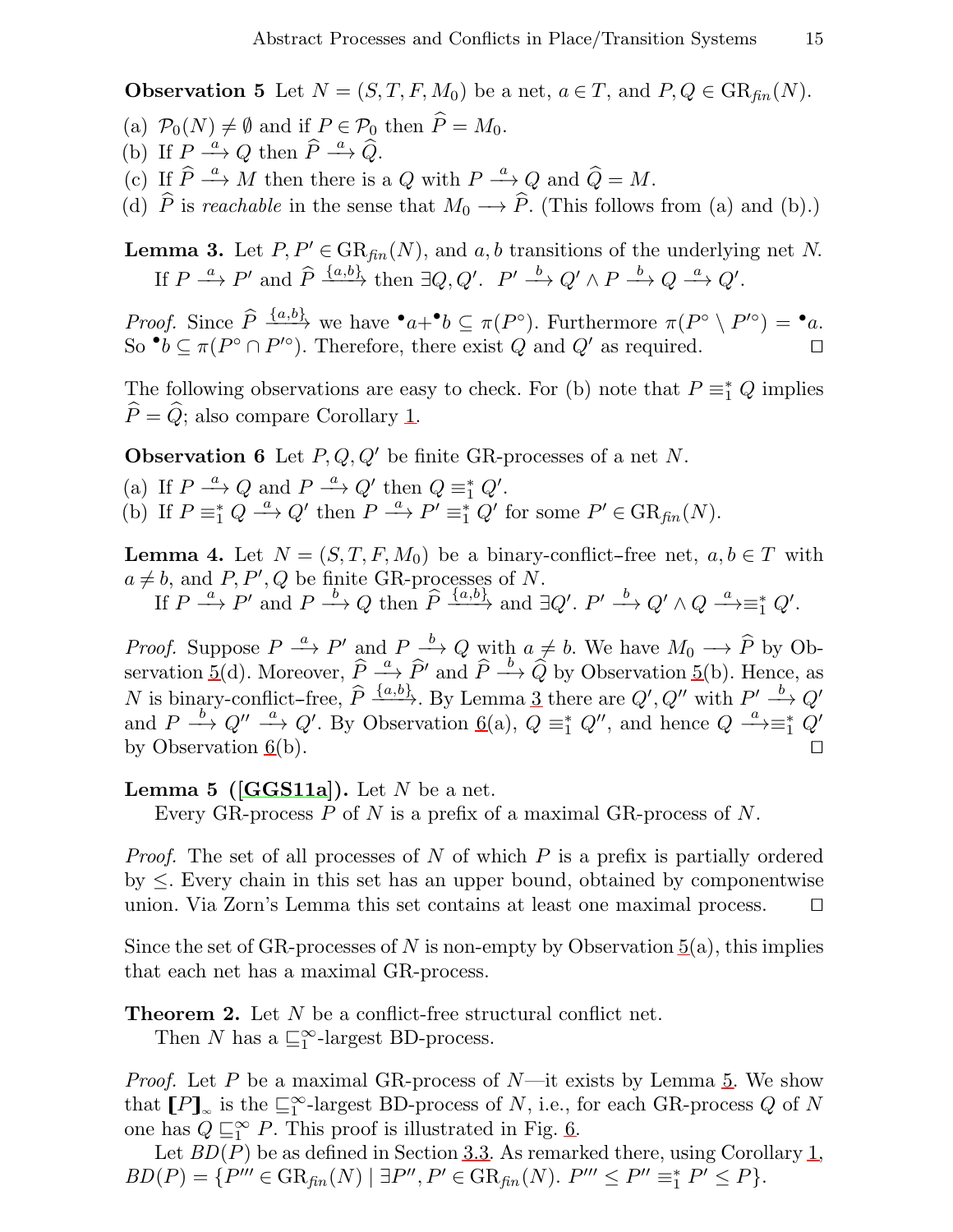**Observation 5** Let $N = (S, T, F, M_0)$ be a net, $a \in T$, and $P, Q \in \mathrm{GR}_{fin}(N)$.

(a) $\mathcal{P}_0(N) \neq \emptyset$ and if $P \in \mathcal{P}_0$ then $\widehat{P} = M_0$.
(b) If $P \xrightarrow{a} Q$ then $\widehat{P} \xrightarrow{a} \widehat{Q}$.
(c) If $\widehat{P} \xrightarrow{a} M$ then there is a $Q$ with $P \xrightarrow{a} Q$ and $\widehat{Q} = M$.
(d) $\widehat{P}$ is *reachable* in the sense that $M_0 \longrightarrow \widehat{P}$. (This follows from (a) and (b).)

**Lemma 3.** Let $P, P' \in \mathrm{GR}_{fin}(N)$, and $a, b$ transitions of the underlying net $N$.
If $P \xrightarrow{a} P'$ and $\widehat{P} \xrightarrow{\{a,b\}}$ then $\exists Q, Q'.\ \ P' \xrightarrow{b} Q' \wedge P \xrightarrow{b} Q \xrightarrow{a} Q'$.

*Proof.* Since $\widehat{P} \xrightarrow{\{a,b\}}$ we have ${}^\bullet a + {}^\bullet b \subseteq \pi(P^\circ)$. Furthermore $\pi(P^\circ \setminus P'^\circ) = {}^\bullet a$. So ${}^\bullet b \subseteq \pi(P^\circ \cap P'^\circ)$. Therefore, there exist $Q$ and $Q'$ as required. $\square$

The following observations are easy to check. For (b) note that $P \equiv_1^* Q$ implies $\widehat{P} = \widehat{Q}$; also compare Corollary 1.

**Observation 6** Let $P, Q, Q'$ be finite GR-processes of a net $N$.

(a) If $P \xrightarrow{a} Q$ and $P \xrightarrow{a} Q'$ then $Q \equiv_1^* Q'$.
(b) If $P \equiv_1^* Q \xrightarrow{a} Q'$ then $P \xrightarrow{a} P' \equiv_1^* Q'$ for some $P' \in \mathrm{GR}_{fin}(N)$.

**Lemma 4.** Let $N = (S, T, F, M_0)$ be a binary-conflict–free net, $a, b \in T$ with $a \neq b$, and $P, P', Q$ be finite GR-processes of $N$.
If $P \xrightarrow{a} P'$ and $P \xrightarrow{b} Q$ then $\widehat{P} \xrightarrow{\{a,b\}}$ and $\exists Q'.\ P' \xrightarrow{b} Q' \wedge Q \xrightarrow{a}\equiv_1^* Q'$.

*Proof.* Suppose $P \xrightarrow{a} P'$ and $P \xrightarrow{b} Q$ with $a \neq b$. We have $M_0 \longrightarrow \widehat{P}$ by Observation 5(d). Moreover, $\widehat{P} \xrightarrow{a} \widehat{P}'$ and $\widehat{P} \xrightarrow{b} \widehat{Q}$ by Observation 5(b). Hence, as $N$ is binary-conflict–free, $\widehat{P} \xrightarrow{\{a,b\}}$. By Lemma 3 there are $Q', Q''$ with $P' \xrightarrow{b} Q'$ and $P \xrightarrow{b} Q'' \xrightarrow{a} Q'$. By Observation 6(a), $Q \equiv_1^* Q''$, and hence $Q \xrightarrow{a}\equiv_1^* Q'$ by Observation 6(b). $\square$

**Lemma 5 ([GGS11a]).** Let $N$ be a net.
Every GR-process $P$ of $N$ is a prefix of a maximal GR-process of $N$.

*Proof.* The set of all processes of $N$ of which $P$ is a prefix is partially ordered by $\leq$. Every chain in this set has an upper bound, obtained by componentwise union. Via Zorn's Lemma this set contains at least one maximal process. $\square$

Since the set of GR-processes of $N$ is non-empty by Observation 5(a), this implies that each net has a maximal GR-process.

**Theorem 2.** Let $N$ be a conflict-free structural conflict net.
Then $N$ has a $\sqsubseteq_1^\infty$-largest BD-process.

*Proof.* Let $P$ be a maximal GR-process of $N$—it exists by Lemma 5. We show that $[\![P]\!]_\infty$ is the $\sqsubseteq_1^\infty$-largest BD-process of $N$, i.e., for each GR-process $Q$ of $N$ one has $Q \sqsubseteq_1^\infty P$. This proof is illustrated in Fig. 6.

Let $BD(P)$ be as defined in Section 3.3. As remarked there, using Corollary 1, $BD(P) = \{P''' \in \mathrm{GR}_{fin}(N) \mid \exists P'', P' \in \mathrm{GR}_{fin}(N).\ P''' \leq P'' \equiv_1^* P' \leq P\}$.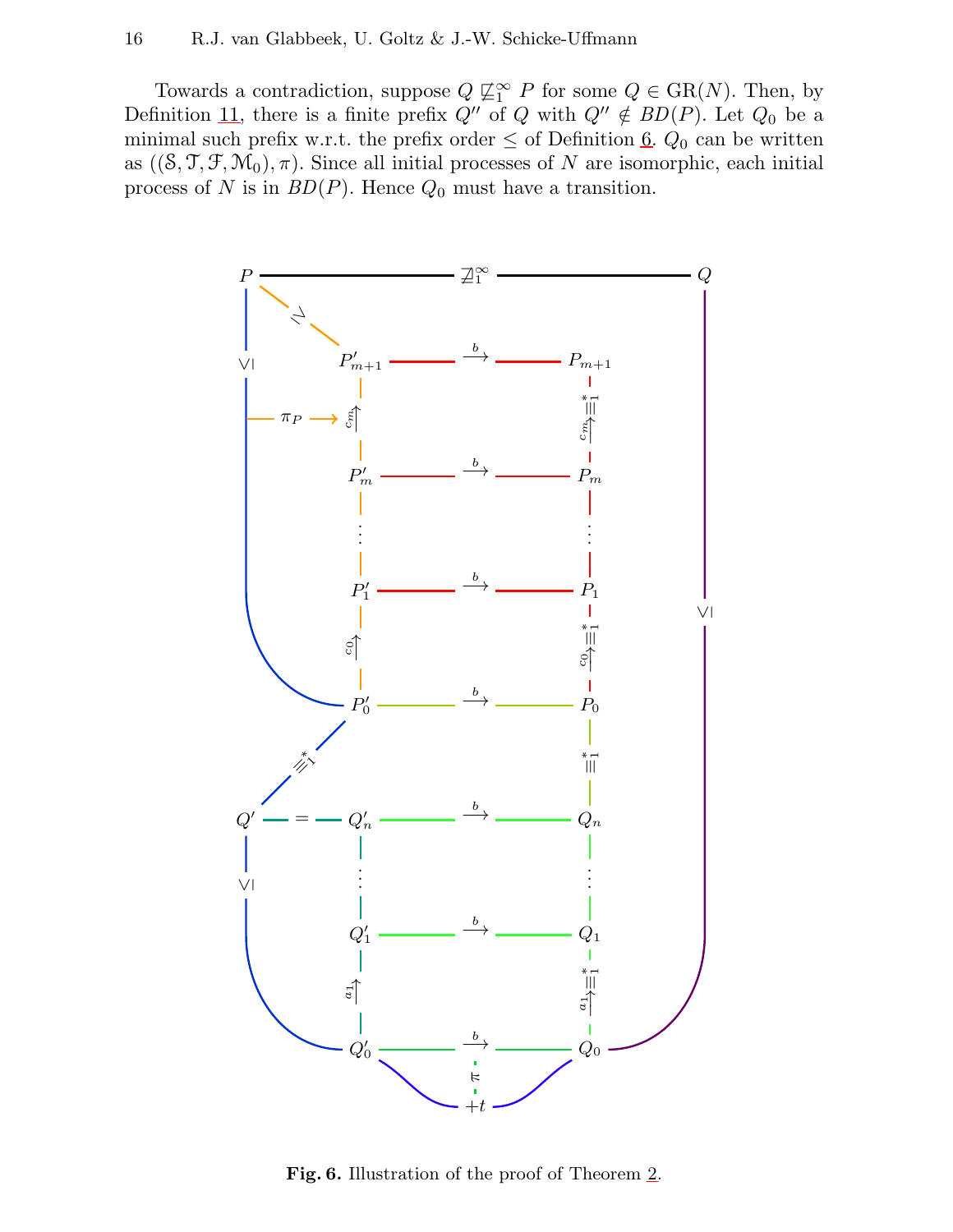Towards a contradiction, suppose $Q \not\sqsubseteq_1^\infty P$ for some $Q \in \mathrm{GR}(N)$. Then, by Definition 11, there is a finite prefix $Q''$ of $Q$ with $Q'' \notin BD(P)$. Let $Q_0$ be a minimal such prefix w.r.t. the prefix order $\leq$ of Definition 6. $Q_0$ can be written as $((\mathcal{S}, \mathcal{T}, \mathcal{F}, \mathcal{M}_0), \pi)$. Since all initial processes of $N$ are isomorphic, each initial process of $N$ is in $BD(P)$. Hence $Q_0$ must have a transition.

**Fig. 6.** Illustration of the proof of Theorem 2.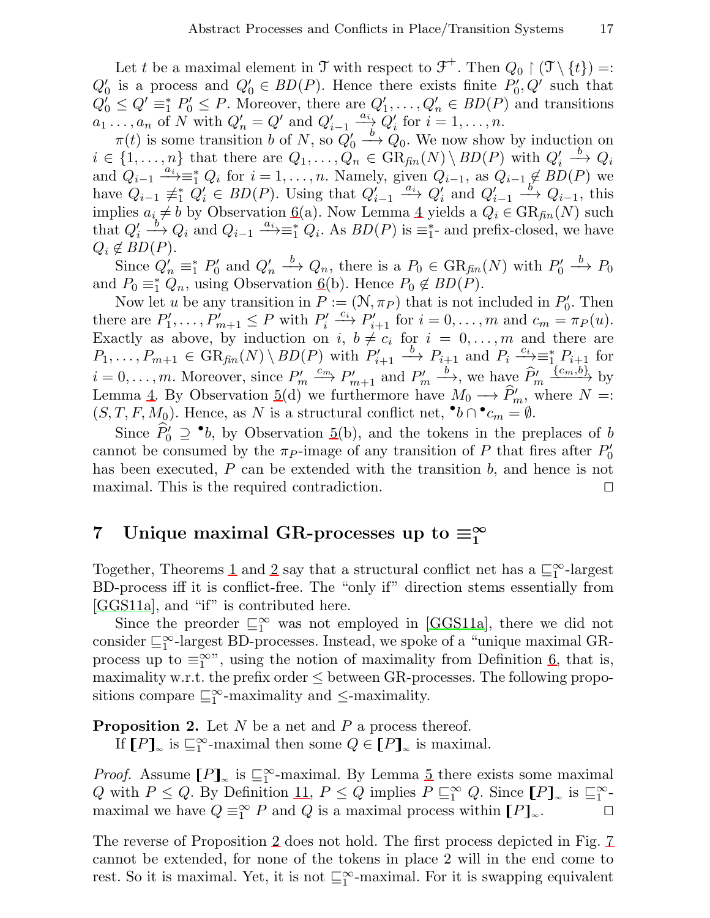Let $t$ be a maximal element in $\mathcal{T}$ with respect to $\mathcal{F}^+$. Then $Q_0 \upharpoonright (\mathcal{T} \setminus \{t\}) =: Q_0'$ is a process and $Q_0' \in BD(P)$. Hence there exists finite $P_0', Q'$ such that $Q_0' \leq Q' \equiv_1^* P_0' \leq P$. Moreover, there are $Q_1', \ldots, Q_n' \in BD(P)$ and transitions $a_1 \ldots, a_n$ of $N$ with $Q_n' = Q'$ and $Q_{i-1}' \xrightarrow{a_i} Q_i'$ for $i = 1, \ldots, n$.

$\pi(t)$ is some transition $b$ of $N$, so $Q_0' \xrightarrow{b} Q_0$. We now show by induction on $i \in \{1, \ldots, n\}$ that there are $Q_1, \ldots, Q_n \in \mathrm{GR}_{fin}(N) \setminus BD(P)$ with $Q_i' \xrightarrow{b} Q_i$ and $Q_{i-1} \xrightarrow{a_i} \equiv_1^* Q_i$ for $i = 1, \ldots, n$. Namely, given $Q_{i-1}$, as $Q_{i-1} \notin BD(P)$ we have $Q_{i-1} \not\equiv_1^* Q_i' \in BD(P)$. Using that $Q_{i-1}' \xrightarrow{a_i} Q_i'$ and $Q_{i-1}' \xrightarrow{b} Q_{i-1}$, this implies $a_i \neq b$ by Observation 6(a). Now Lemma 4 yields a $Q_i \in \mathrm{GR}_{fin}(N)$ such that $Q_i' \xrightarrow{b} Q_i$ and $Q_{i-1} \xrightarrow{a_i} \equiv_1^* Q_i$. As $BD(P)$ is $\equiv_1^*$- and prefix-closed, we have $Q_i \notin BD(P)$.

Since $Q_n' \equiv_1^* P_0'$ and $Q_n' \xrightarrow{b} Q_n$, there is a $P_0 \in \mathrm{GR}_{fin}(N)$ with $P_0' \xrightarrow{b} P_0$ and $P_0 \equiv_1^* Q_n$, using Observation 6(b). Hence $P_0 \notin BD(P)$.

Now let $u$ be any transition in $P := (\mathcal{N}, \pi_P)$ that is not included in $P_0'$. Then there are $P_1', \ldots, P_{m+1}' \leq P$ with $P_i' \xrightarrow{c_i} P_{i+1}'$ for $i = 0, \ldots, m$ and $c_m = \pi_P(u)$. Exactly as above, by induction on $i$, $b \neq c_i$ for $i = 0, \ldots, m$ and there are $P_1, \ldots, P_{m+1} \in \mathrm{GR}_{fin}(N) \setminus BD(P)$ with $P_{i+1}' \xrightarrow{b} P_{i+1}$ and $P_i \xrightarrow{c_i} \equiv_1^* P_{i+1}$ for $i = 0, \ldots, m$. Moreover, since $P_m' \xrightarrow{c_m} P_{m+1}'$ and $P_m' \xrightarrow{b}$, we have $\widehat{P}_m' \xrightarrow{\{c_m, b\}}$ by Lemma 4. By Observation 5(d) we furthermore have $M_0 \longrightarrow \widehat{P}_m'$, where $N =: (S, T, F, M_0)$. Hence, as $N$ is a structural conflict net, ${}^\bullet b \cap {}^\bullet c_m = \emptyset$.

Since $\widehat{P}_0' \supseteq {}^\bullet b$, by Observation 5(b), and the tokens in the preplaces of $b$ cannot be consumed by the $\pi_P$-image of any transition of $P$ that fires after $P_0'$ has been executed, $P$ can be extended with the transition $b$, and hence is not maximal. This is the required contradiction. $\square$

## 7 Unique maximal GR-processes up to $\equiv_1^\infty$

Together, Theorems 1 and 2 say that a structural conflict net has a $\sqsubseteq_1^\infty$-largest BD-process iff it is conflict-free. The "only if" direction stems essentially from [GGS11a], and "if" is contributed here.

Since the preorder $\sqsubseteq_1^\infty$ was not employed in [GGS11a], there we did not consider $\sqsubseteq_1^\infty$-largest BD-processes. Instead, we spoke of a "unique maximal GR-process up to $\equiv_1^\infty$", using the notion of maximality from Definition 6, that is, maximality w.r.t. the prefix order $\leq$ between GR-processes. The following propositions compare $\sqsubseteq_1^\infty$-maximality and $\leq$-maximality.

**Proposition 2.** Let $N$ be a net and $P$ a process thereof.
If $[\![P]\!]_\infty$ is $\sqsubseteq_1^\infty$-maximal then some $Q \in [\![P]\!]_\infty$ is maximal.

*Proof.* Assume $[\![P]\!]_\infty$ is $\sqsubseteq_1^\infty$-maximal. By Lemma 5 there exists some maximal $Q$ with $P \leq Q$. By Definition 11, $P \leq Q$ implies $P \sqsubseteq_1^\infty Q$. Since $[\![P]\!]_\infty$ is $\sqsubseteq_1^\infty$-maximal we have $Q \equiv_1^\infty P$ and $Q$ is a maximal process within $[\![P]\!]_\infty$. $\square$

The reverse of Proposition 2 does not hold. The first process depicted in Fig. 7 cannot be extended, for none of the tokens in place 2 will in the end come to rest. So it is maximal. Yet, it is not $\sqsubseteq_1^\infty$-maximal. For it is swapping equivalent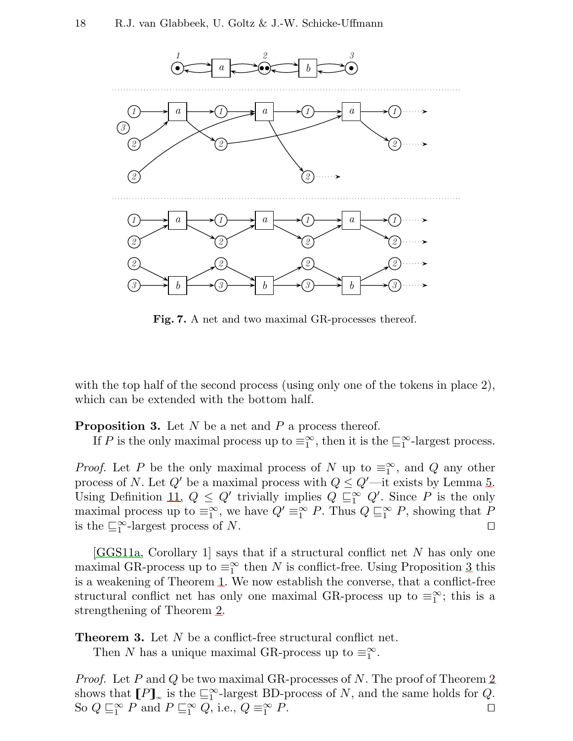**Fig. 7.** A net and two maximal GR-processes thereof.

with the top half of the second process (using only one of the tokens in place 2), which can be extended with the bottom half.

**Proposition 3.** Let $N$ be a net and $P$ a process thereof.
If $P$ is the only maximal process up to $\equiv_1^\infty$, then it is the $\sqsubseteq_1^\infty$-largest process.

*Proof.* Let $P$ be the only maximal process of $N$ up to $\equiv_1^\infty$, and $Q$ any other process of $N$. Let $Q'$ be a maximal process with $Q \leq Q'$—it exists by Lemma 5. Using Definition 11, $Q \leq Q'$ trivially implies $Q \sqsubseteq_1^\infty Q'$. Since $P$ is the only maximal process up to $\equiv_1^\infty$, we have $Q' \equiv_1^\infty P$. Thus $Q \sqsubseteq_1^\infty P$, showing that $P$ is the $\sqsubseteq_1^\infty$-largest process of $N$. □

[GGS11a, Corollary 1] says that if a structural conflict net $N$ has only one maximal GR-process up to $\equiv_1^\infty$ then $N$ is conflict-free. Using Proposition 3 this is a weakening of Theorem 1. We now establish the converse, that a conflict-free structural conflict net has only one maximal GR-process up to $\equiv_1^\infty$; this is a strengthening of Theorem 2.

**Theorem 3.** Let $N$ be a conflict-free structural conflict net.
Then $N$ has a unique maximal GR-process up to $\equiv_1^\infty$.

*Proof.* Let $P$ and $Q$ be two maximal GR-processes of $N$. The proof of Theorem 2 shows that $[\![P]\!]_\infty$ is the $\sqsubseteq_1^\infty$-largest BD-process of $N$, and the same holds for $Q$. So $Q \sqsubseteq_1^\infty P$ and $P \sqsubseteq_1^\infty Q$, i.e., $Q \equiv_1^\infty P$. □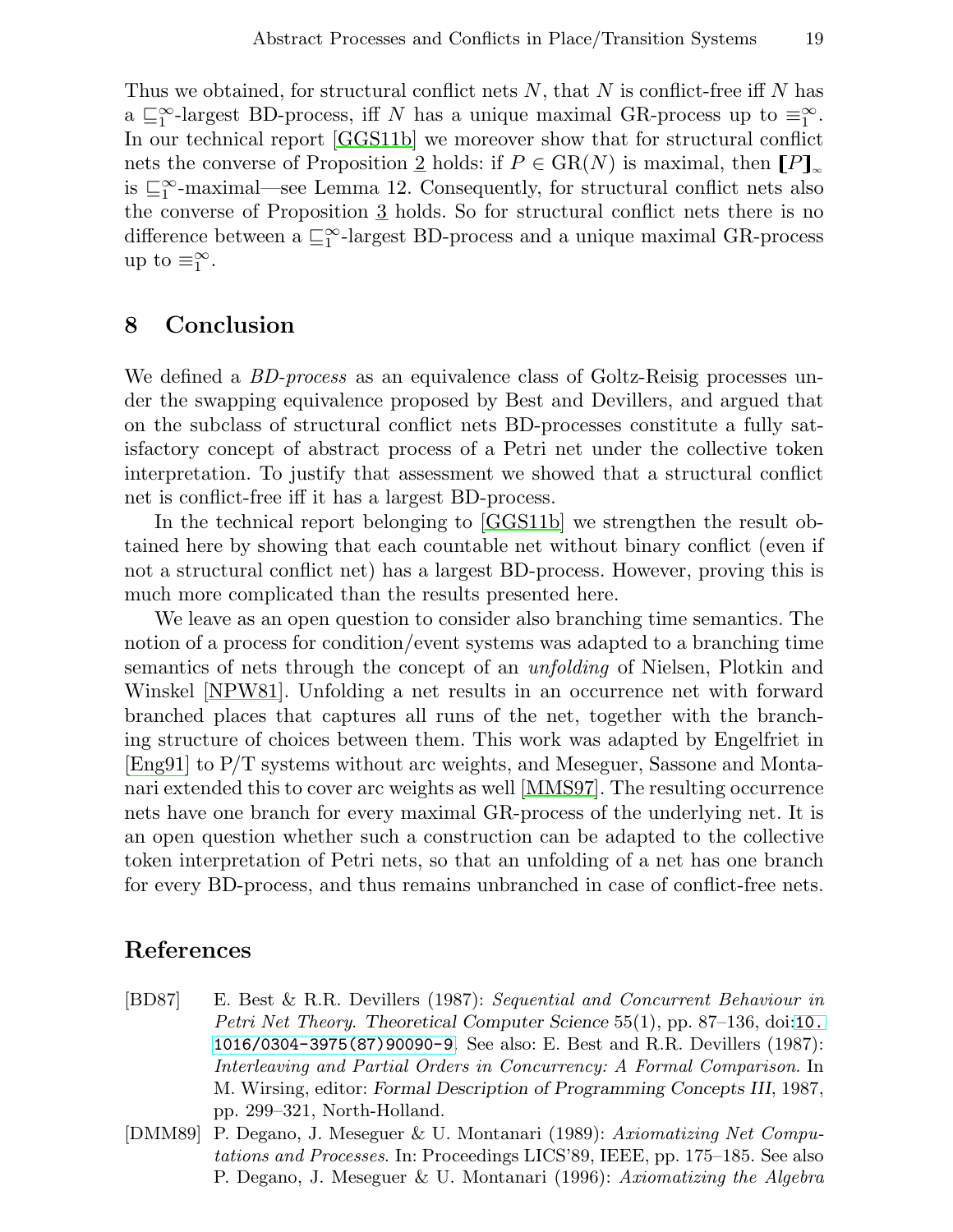Thus we obtained, for structural conflict nets $N$, that $N$ is conflict-free iff $N$ has a $\sqsubseteq_1^\infty$-largest BD-process, iff $N$ has a unique maximal GR-process up to $\equiv_1^\infty$. In our technical report [GGS11b] we moreover show that for structural conflict nets the converse of Proposition 2 holds: if $P \in \mathrm{GR}(N)$ is maximal, then $[\![P]\!]_\infty$ is $\sqsubseteq_1^\infty$-maximal—see Lemma 12. Consequently, for structural conflict nets also the converse of Proposition 3 holds. So for structural conflict nets there is no difference between a $\sqsubseteq_1^\infty$-largest BD-process and a unique maximal GR-process up to $\equiv_1^\infty$.

## 8 Conclusion

We defined a *BD-process* as an equivalence class of Goltz-Reisig processes under the swapping equivalence proposed by Best and Devillers, and argued that on the subclass of structural conflict nets BD-processes constitute a fully satisfactory concept of abstract process of a Petri net under the collective token interpretation. To justify that assessment we showed that a structural conflict net is conflict-free iff it has a largest BD-process.

In the technical report belonging to [GGS11b] we strengthen the result obtained here by showing that each countable net without binary conflict (even if not a structural conflict net) has a largest BD-process. However, proving this is much more complicated than the results presented here.

We leave as an open question to consider also branching time semantics. The notion of a process for condition/event systems was adapted to a branching time semantics of nets through the concept of an *unfolding* of Nielsen, Plotkin and Winskel [NPW81]. Unfolding a net results in an occurrence net with forward branched places that captures all runs of the net, together with the branching structure of choices between them. This work was adapted by Engelfriet in [Eng91] to P/T systems without arc weights, and Meseguer, Sassone and Montanari extended this to cover arc weights as well [MMS97]. The resulting occurrence nets have one branch for every maximal GR-process of the underlying net. It is an open question whether such a construction can be adapted to the collective token interpretation of Petri nets, so that an unfolding of a net has one branch for every BD-process, and thus remains unbranched in case of conflict-free nets.

## References

[BD87] E. Best & R.R. Devillers (1987): *Sequential and Concurrent Behaviour in Petri Net Theory*. Theoretical Computer Science 55(1), pp. 87–136, doi:10.1016/0304-3975(87)90090-9. See also: E. Best and R.R. Devillers (1987): *Interleaving and Partial Orders in Concurrency: A Formal Comparison*. In M. Wirsing, editor: Formal Description of Programming Concepts III, 1987, pp. 299–321, North-Holland.

[DMM89] P. Degano, J. Meseguer & U. Montanari (1989): *Axiomatizing Net Computations and Processes*. In: Proceedings LICS'89, IEEE, pp. 175–185. See also P. Degano, J. Meseguer & U. Montanari (1996): *Axiomatizing the Algebra*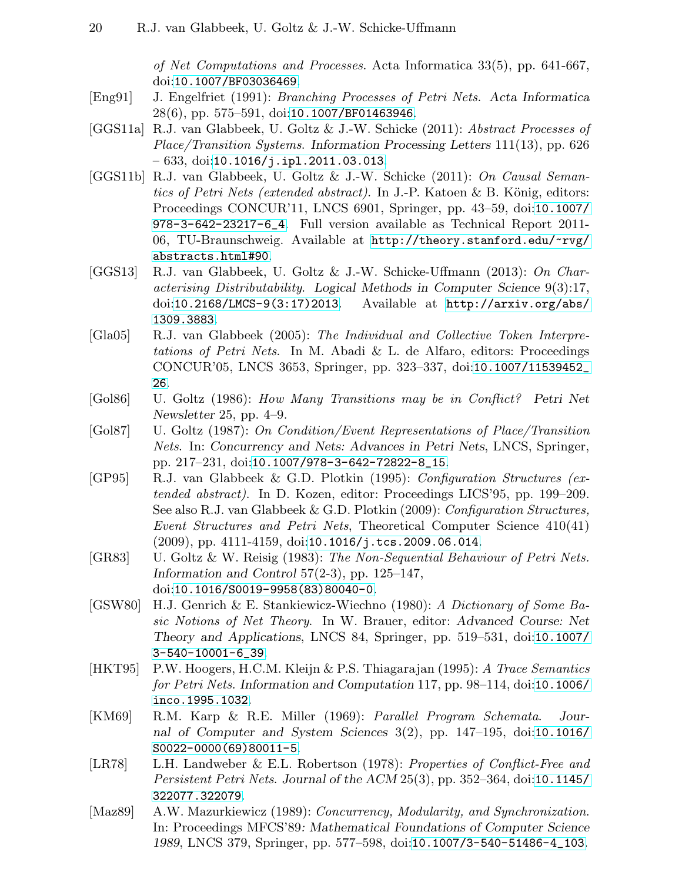*of Net Computations and Processes*. Acta Informatica 33(5), pp. 641-667, doi:10.1007/BF03036469.

[Eng91] J. Engelfriet (1991): *Branching Processes of Petri Nets*. *Acta Informatica* 28(6), pp. 575–591, doi:10.1007/BF01463946.

[GGS11a] R.J. van Glabbeek, U. Goltz & J.-W. Schicke (2011): *Abstract Processes of Place/Transition Systems*. *Information Processing Letters* 111(13), pp. 626 – 633, doi:10.1016/j.ipl.2011.03.013.

[GGS11b] R.J. van Glabbeek, U. Goltz & J.-W. Schicke (2011): *On Causal Semantics of Petri Nets (extended abstract)*. In J.-P. Katoen & B. König, editors: Proceedings CONCUR'11, LNCS 6901, Springer, pp. 43–59, doi:10.1007/978-3-642-23217-6_4. Full version available as Technical Report 2011-06, TU-Braunschweig. Available at http://theory.stanford.edu/~rvg/abstracts.html#90.

[GGS13] R.J. van Glabbeek, U. Goltz & J.-W. Schicke-Uffmann (2013): *On Characterising Distributability*. *Logical Methods in Computer Science* 9(3):17, doi:10.2168/LMCS-9(3:17)2013. Available at http://arxiv.org/abs/1309.3883.

[Gla05] R.J. van Glabbeek (2005): *The Individual and Collective Token Interpretations of Petri Nets*. In M. Abadi & L. de Alfaro, editors: Proceedings CONCUR'05, LNCS 3653, Springer, pp. 323–337, doi:10.1007/11539452_26.

[Gol86] U. Goltz (1986): *How Many Transitions may be in Conflict?* *Petri Net Newsletter* 25, pp. 4–9.

[Gol87] U. Goltz (1987): *On Condition/Event Representations of Place/Transition Nets*. In: *Concurrency and Nets: Advances in Petri Nets*, LNCS, Springer, pp. 217–231, doi:10.1007/978-3-642-72822-8_15.

[GP95] R.J. van Glabbeek & G.D. Plotkin (1995): *Configuration Structures (extended abstract)*. In D. Kozen, editor: Proceedings LICS'95, pp. 199–209. See also R.J. van Glabbeek & G.D. Plotkin (2009): *Configuration Structures, Event Structures and Petri Nets*, Theoretical Computer Science 410(41) (2009), pp. 4111-4159, doi:10.1016/j.tcs.2009.06.014.

[GR83] U. Goltz & W. Reisig (1983): *The Non-Sequential Behaviour of Petri Nets*. *Information and Control* 57(2-3), pp. 125–147, doi:10.1016/S0019-9958(83)80040-0.

[GSW80] H.J. Genrich & E. Stankiewicz-Wiechno (1980): *A Dictionary of Some Basic Notions of Net Theory*. In W. Brauer, editor: *Advanced Course: Net Theory and Applications*, LNCS 84, Springer, pp. 519–531, doi:10.1007/3-540-10001-6_39.

[HKT95] P.W. Hoogers, H.C.M. Kleijn & P.S. Thiagarajan (1995): *A Trace Semantics for Petri Nets*. *Information and Computation* 117, pp. 98–114, doi:10.1006/inco.1995.1032.

[KM69] R.M. Karp & R.E. Miller (1969): *Parallel Program Schemata*. *Journal of Computer and System Sciences* 3(2), pp. 147–195, doi:10.1016/S0022-0000(69)80011-5.

[LR78] L.H. Landweber & E.L. Robertson (1978): *Properties of Conflict-Free and Persistent Petri Nets*. *Journal of the ACM* 25(3), pp. 352–364, doi:10.1145/322077.322079.

[Maz89] A.W. Mazurkiewicz (1989): *Concurrency, Modularity, and Synchronization*. In: Proceedings MFCS'89: *Mathematical Foundations of Computer Science 1989*, LNCS 379, Springer, pp. 577–598, doi:10.1007/3-540-51486-4_103.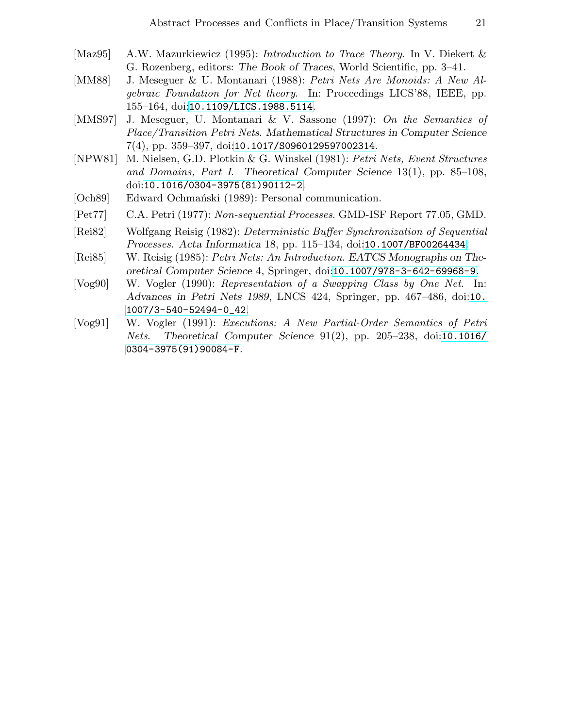[Maz95] A.W. Mazurkiewicz (1995): *Introduction to Trace Theory*. In V. Diekert & G. Rozenberg, editors: *The Book of Traces*, World Scientific, pp. 3–41.

[MM88] J. Meseguer & U. Montanari (1988): *Petri Nets Are Monoids: A New Algebraic Foundation for Net theory*. In: Proceedings LICS'88, IEEE, pp. 155–164, doi:10.1109/LICS.1988.5114.

[MMS97] J. Meseguer, U. Montanari & V. Sassone (1997): *On the Semantics of Place/Transition Petri Nets*. *Mathematical Structures in Computer Science* 7(4), pp. 359–397, doi:10.1017/S0960129597002314.

[NPW81] M. Nielsen, G.D. Plotkin & G. Winskel (1981): *Petri Nets, Event Structures and Domains, Part I*. *Theoretical Computer Science* 13(1), pp. 85–108, doi:10.1016/0304-3975(81)90112-2.

[Och89] Edward Ochmański (1989): Personal communication.

[Pet77] C.A. Petri (1977): *Non-sequential Processes*. GMD-ISF Report 77.05, GMD.

[Rei82] Wolfgang Reisig (1982): *Deterministic Buffer Synchronization of Sequential Processes*. *Acta Informatica* 18, pp. 115–134, doi:10.1007/BF00264434.

[Rei85] W. Reisig (1985): *Petri Nets: An Introduction*. *EATCS Monographs on Theoretical Computer Science* 4, Springer, doi:10.1007/978-3-642-69968-9.

[Vog90] W. Vogler (1990): *Representation of a Swapping Class by One Net*. In: *Advances in Petri Nets 1989*, LNCS 424, Springer, pp. 467–486, doi:10.1007/3-540-52494-0_42.

[Vog91] W. Vogler (1991): *Executions: A New Partial-Order Semantics of Petri Nets*. *Theoretical Computer Science* 91(2), pp. 205–238, doi:10.1016/0304-3975(91)90084-F.